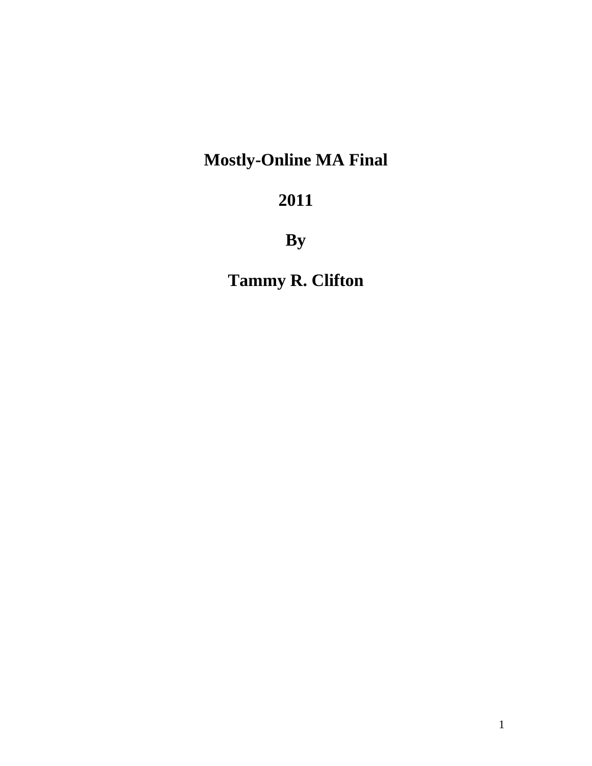# Mostly-Online MA Final

**2011**

**By**

**Tammy R. Clifton**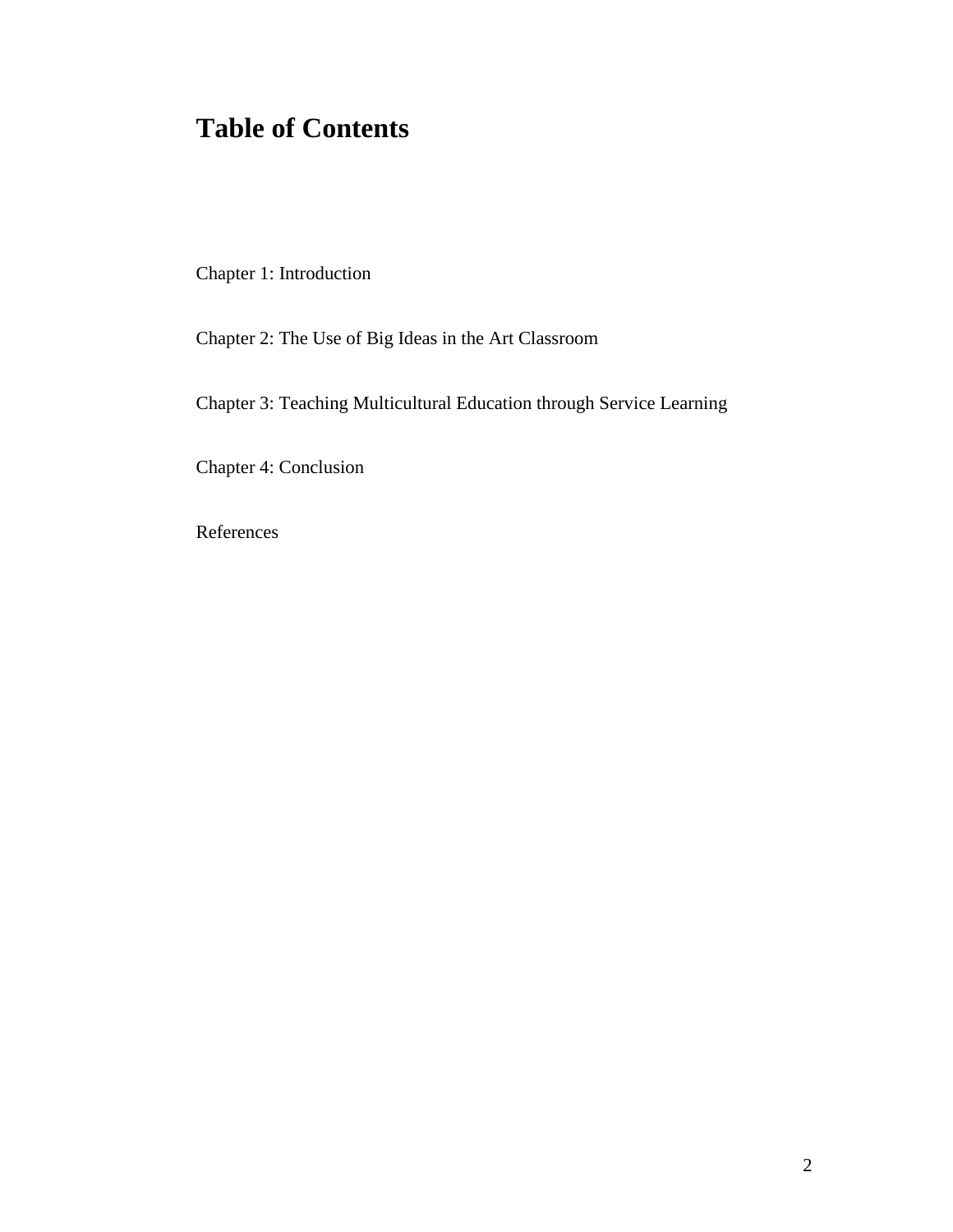# Table of Contents

Chapter 1: Introduction

Chapter 2: The Use of Big Ideas in the Art Classroom

Chapter 3: Teaching Multicultural Education through Service Learning

Chapter 4: Conclusion

References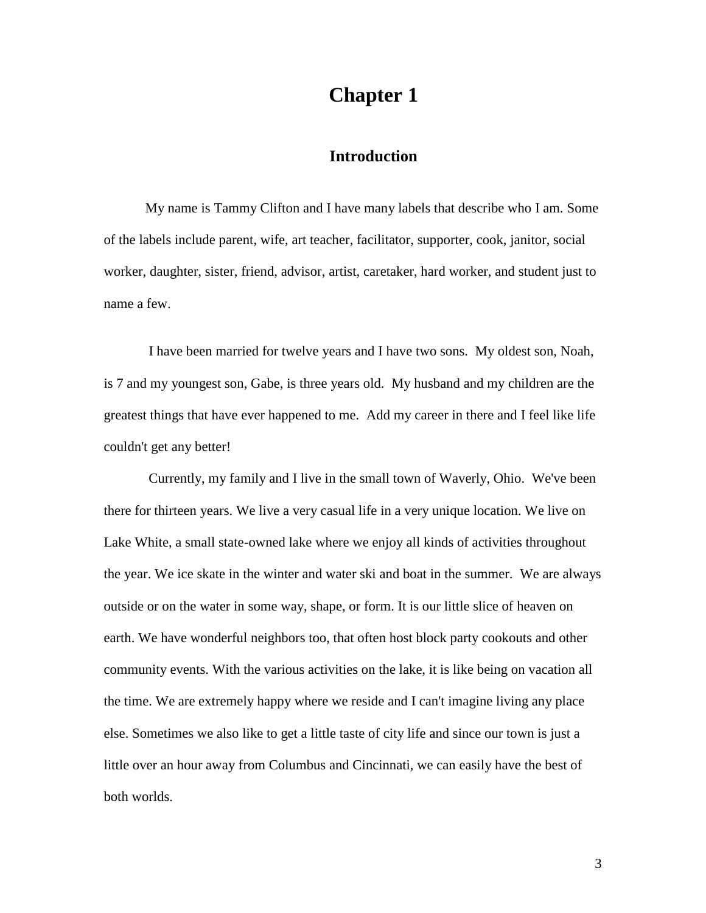# Chapter 1

## Introduction

My name is Tammy Clifton and I have many labels that describe who I am. Some of the labels include parent, wife, art teacher, facilitator, supporter, cook, janitor, social worker, daughter, sister, friend, advisor, artist, caretaker, hard worker, and student just to name a few.

I have been married for twelve years and I have two sons. My oldest son, Noah, is 7 and my youngest son, Gabe, is three years old. My husband and my children are the greatest things that have ever happened to me. Add my career in there and I feel like life couldn't get any better!

Currently, my family and I live in the small town of Waverly, Ohio. We've been there for thirteen years. We live a very casual life in a very unique location. We live on Lake White, a small state-owned lake where we enjoy all kinds of activities throughout the year. We ice skate in the winter and water ski and boat in the summer. We are always outside or on the water in some way, shape, or form. It is our little slice of heaven on earth. We have wonderful neighbors too, that often host block party cookouts and other community events. With the various activities on the lake, it is like being on vacation all the time. We are extremely happy where we reside and I can't imagine living any place else. Sometimes we also like to get a little taste of city life and since our town is just a little over an hour away from Columbus and Cincinnati, we can easily have the best of both worlds.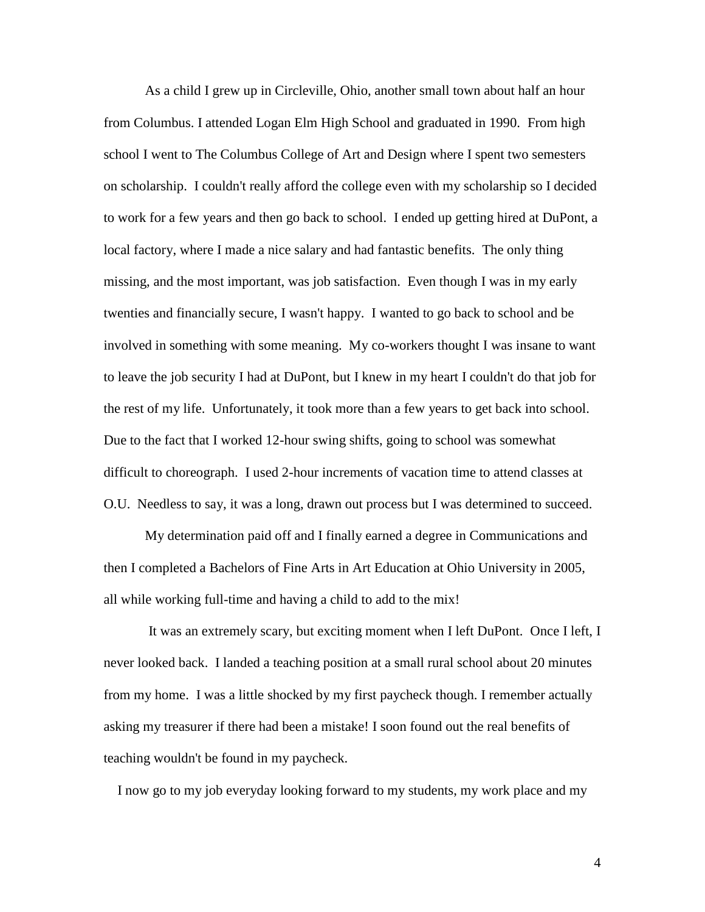As a child I grew up in Circleville, Ohio, another small town about half an hour from Columbus. I attended Logan Elm High School and graduated in 1990. From high school I went to The Columbus College of Art and Design where I spent two semesters on scholarship. I couldn't really afford the college even with my scholarship so I decided to work for a few years and then go back to school. I ended up getting hired at DuPont, a local factory, where I made a nice salary and had fantastic benefits. The only thing missing, and the most important, was job satisfaction. Even though I was in my early twenties and financially secure, I wasn't happy. I wanted to go back to school and be involved in something with some meaning. My co-workers thought I was insane to want to leave the job security I had at DuPont, but I knew in my heart I couldn't do that job for the rest of my life. Unfortunately, it took more than a few years to get back into school. Due to the fact that I worked 12-hour swing shifts, going to school was somewhat difficult to choreograph. I used 2-hour increments of vacation time to attend classes at O.U. Needless to say, it was a long, drawn out process but I was determined to succeed.

My determination paid off and I finally earned a degree in Communications and then I completed a Bachelors of Fine Arts in Art Education at Ohio University in 2005, all while working full-time and having a child to add to the mix!

It was an extremely scary, but exciting moment when I left DuPont. Once I left, I never looked back. I landed a teaching position at a small rural school about 20 minutes from my home. I was a little shocked by my first paycheck though. I remember actually asking my treasurer if there had been a mistake! I soon found out the real benefits of teaching wouldn't be found in my paycheck.

I now go to my job everyday looking forward to my students, my work place and my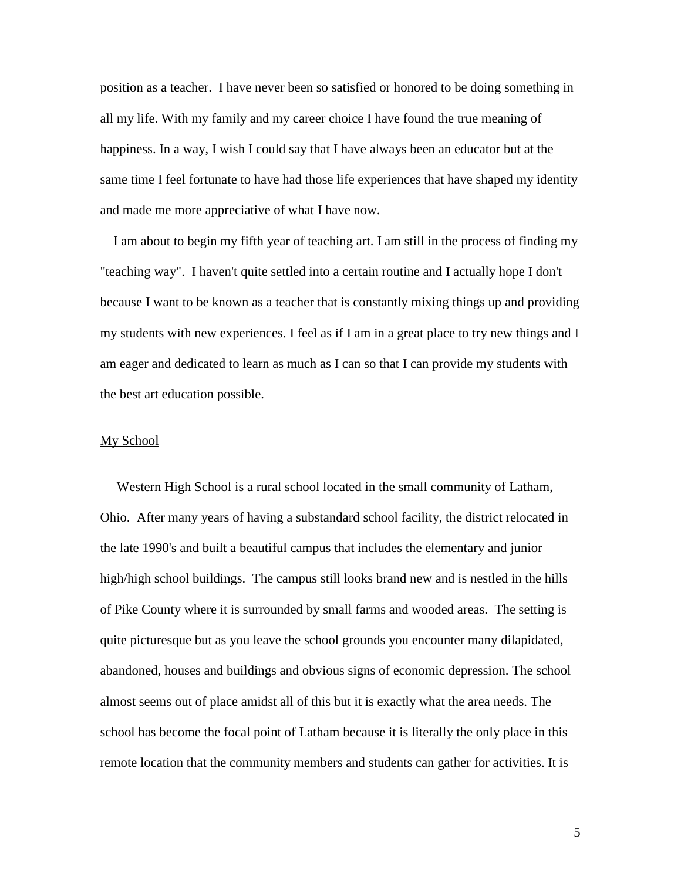position as a teacher. I have never been so satisfied or honored to be doing something in all my life. With my family and my career choice I have found the true meaning of happiness. In a way, I wish I could say that I have always been an educator but at the same time I feel fortunate to have had those life experiences that have shaped my identity and made me more appreciative of what I have now.

I am about to begin my fifth year of teaching art. I am still in the process of finding my "teaching way". I haven't quite settled into a certain routine and I actually hope I don't because I want to be known as a teacher that is constantly mixing things up and providing my students with new experiences. I feel as if I am in a great place to try new things and I am eager and dedicated to learn as much as I can so that I can provide my students with the best art education possible.

<u>My School</u>

Western High School is a rural school located in the small community of Latham, Ohio. After many years of having a substandard school facility, the district relocated in the late 1990's and built a beautiful campus that includes the elementary and junior high/high school buildings. The campus still looks brand new and is nestled in the hills of Pike County where it is surrounded by small farms and wooded areas. The setting is quite picturesque but as you leave the school grounds you encounter many dilapidated, abandoned, houses and buildings and obvious signs of economic depression. The school almost seems out of place amidst all of this but it is exactly what the area needs. The school has become the focal point of Latham because it is literally the only place in this remote location that the community members and students can gather for activities. It is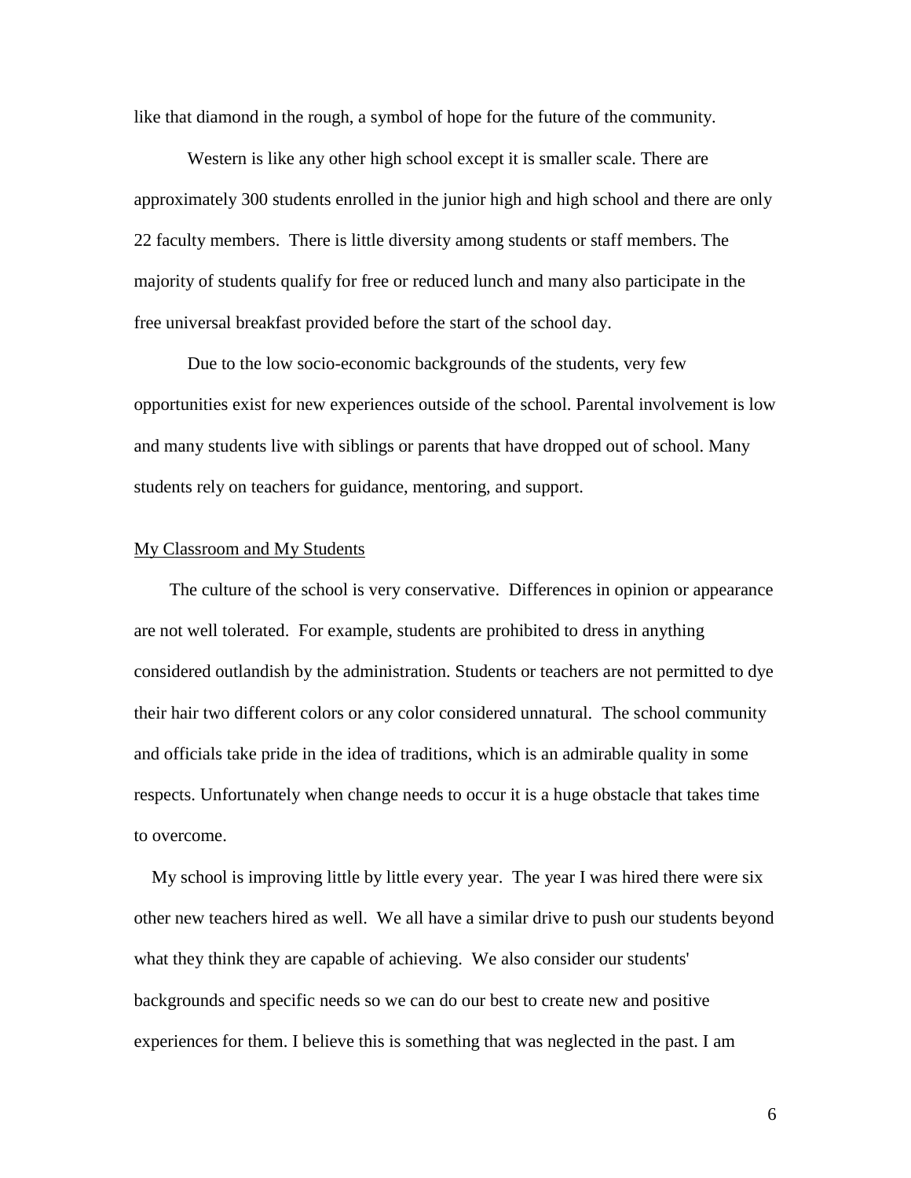like that diamond in the rough, a symbol of hope for the future of the community.

Western is like any other high school except it is smaller scale. There are approximately 300 students enrolled in the junior high and high school and there are only 22 faculty members.  There is little diversity among students or staff members. The majority of students qualify for free or reduced lunch and many also participate in the free universal breakfast provided before the start of the school day.

Due to the low socio-economic backgrounds of the students, very few opportunities exist for new experiences outside of the school. Parental involvement is low and many students live with siblings or parents that have dropped out of school. Many students rely on teachers for guidance, mentoring, and support.

<u>My Classroom and My Students</u>

The culture of the school is very conservative.  Differences in opinion or appearance are not well tolerated.  For example, students are prohibited to dress in anything considered outlandish by the administration. Students or teachers are not permitted to dye their hair two different colors or any color considered unnatural.  The school community and officials take pride in the idea of traditions, which is an admirable quality in some respects. Unfortunately when change needs to occur it is a huge obstacle that takes time to overcome.

My school is improving little by little every year.  The year I was hired there were six other new teachers hired as well.  We all have a similar drive to push our students beyond what they think they are capable of achieving.  We also consider our students' backgrounds and specific needs so we can do our best to create new and positive experiences for them. I believe this is something that was neglected in the past. I am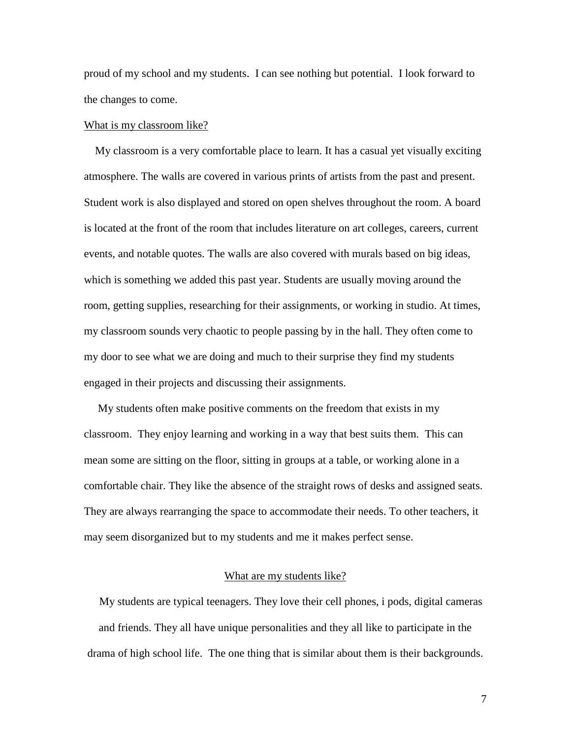proud of my school and my students. I can see nothing but potential. I look forward to the changes to come.

<u>What is my classroom like?</u>

My classroom is a very comfortable place to learn. It has a casual yet visually exciting atmosphere. The walls are covered in various prints of artists from the past and present. Student work is also displayed and stored on open shelves throughout the room. A board is located at the front of the room that includes literature on art colleges, careers, current events, and notable quotes. The walls are also covered with murals based on big ideas, which is something we added this past year. Students are usually moving around the room, getting supplies, researching for their assignments, or working in studio. At times, my classroom sounds very chaotic to people passing by in the hall. They often come to my door to see what we are doing and much to their surprise they find my students engaged in their projects and discussing their assignments.

My students often make positive comments on the freedom that exists in my classroom. They enjoy learning and working in a way that best suits them. This can mean some are sitting on the floor, sitting in groups at a table, or working alone in a comfortable chair. They like the absence of the straight rows of desks and assigned seats. They are always rearranging the space to accommodate their needs. To other teachers, it may seem disorganized but to my students and me it makes perfect sense.

<u>What are my students like?</u>

My students are typical teenagers. They love their cell phones, i pods, digital cameras and friends. They all have unique personalities and they all like to participate in the drama of high school life. The one thing that is similar about them is their backgrounds.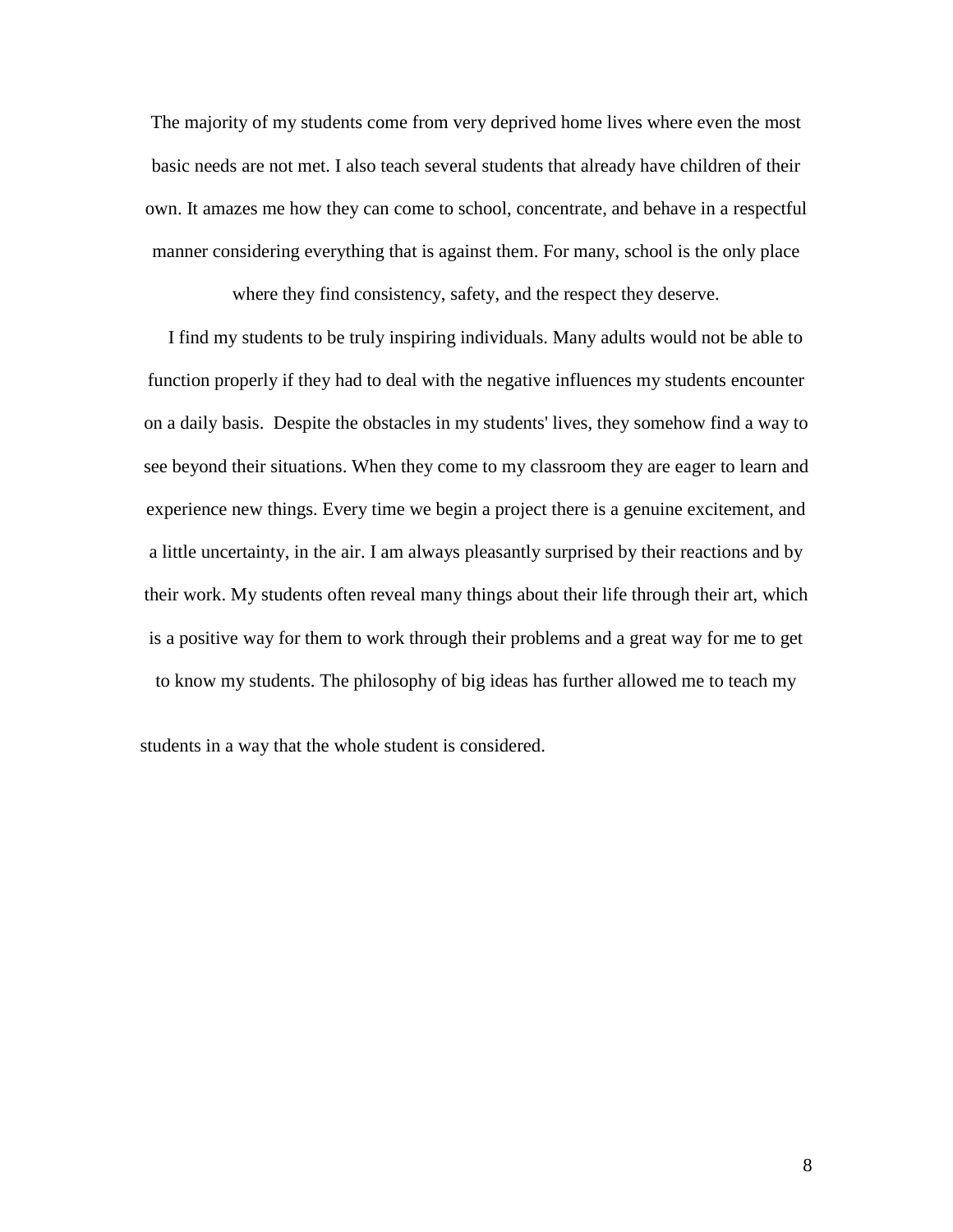The majority of my students come from very deprived home lives where even the most basic needs are not met. I also teach several students that already have children of their own. It amazes me how they can come to school, concentrate, and behave in a respectful manner considering everything that is against them. For many, school is the only place where they find consistency, safety, and the respect they deserve.

I find my students to be truly inspiring individuals. Many adults would not be able to function properly if they had to deal with the negative influences my students encounter on a daily basis. Despite the obstacles in my students' lives, they somehow find a way to see beyond their situations. When they come to my classroom they are eager to learn and experience new things. Every time we begin a project there is a genuine excitement, and a little uncertainty, in the air. I am always pleasantly surprised by their reactions and by their work. My students often reveal many things about their life through their art, which is a positive way for them to work through their problems and a great way for me to get to know my students. The philosophy of big ideas has further allowed me to teach my students in a way that the whole student is considered.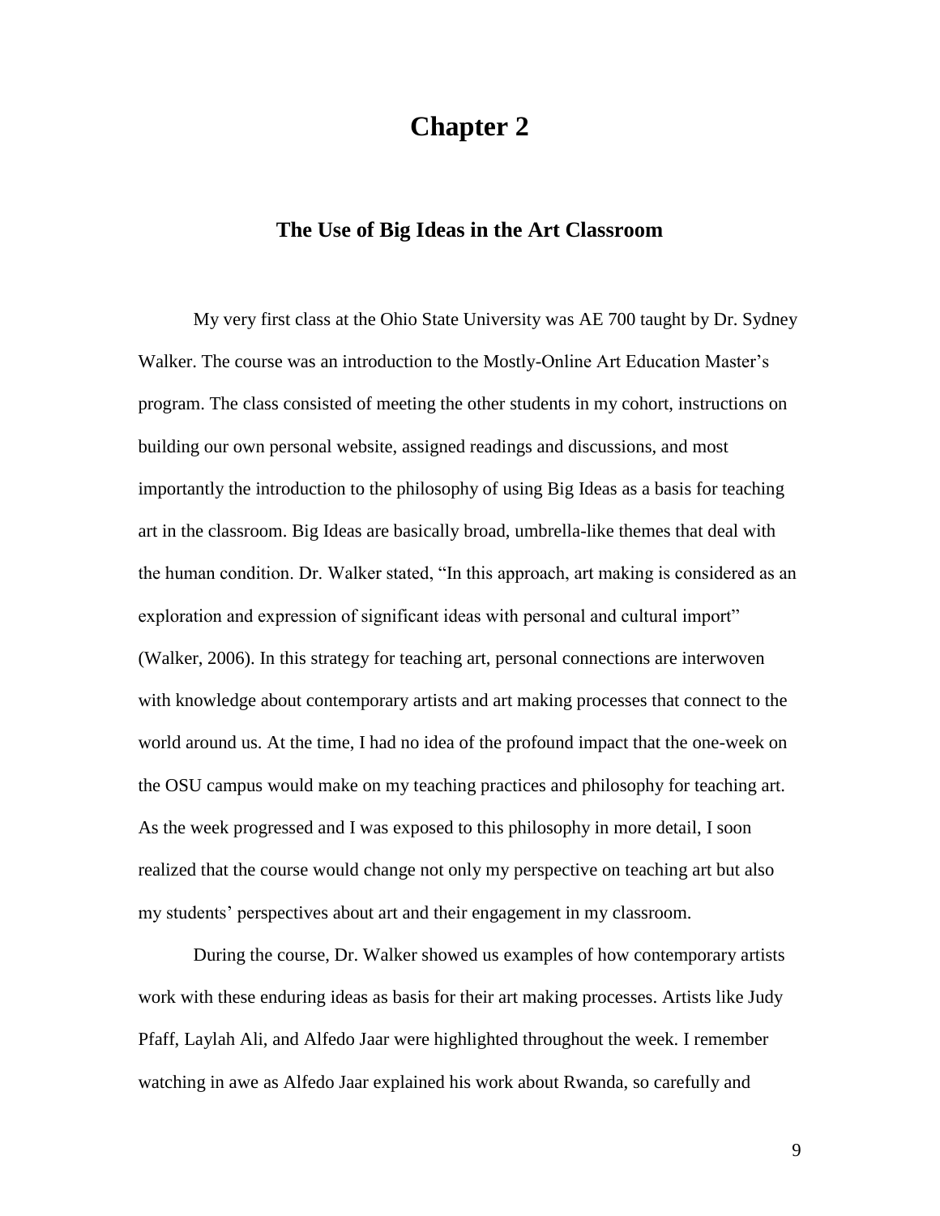# Chapter 2

## The Use of Big Ideas in the Art Classroom

My very first class at the Ohio State University was AE 700 taught by Dr. Sydney Walker. The course was an introduction to the Mostly-Online Art Education Master's program. The class consisted of meeting the other students in my cohort, instructions on building our own personal website, assigned readings and discussions, and most importantly the introduction to the philosophy of using Big Ideas as a basis for teaching art in the classroom. Big Ideas are basically broad, umbrella-like themes that deal with the human condition. Dr. Walker stated, "In this approach, art making is considered as an exploration and expression of significant ideas with personal and cultural import" (Walker, 2006). In this strategy for teaching art, personal connections are interwoven with knowledge about contemporary artists and art making processes that connect to the world around us. At the time, I had no idea of the profound impact that the one-week on the OSU campus would make on my teaching practices and philosophy for teaching art. As the week progressed and I was exposed to this philosophy in more detail, I soon realized that the course would change not only my perspective on teaching art but also my students' perspectives about art and their engagement in my classroom.

During the course, Dr. Walker showed us examples of how contemporary artists work with these enduring ideas as basis for their art making processes. Artists like Judy Pfaff, Laylah Ali, and Alfedo Jaar were highlighted throughout the week. I remember watching in awe as Alfedo Jaar explained his work about Rwanda, so carefully and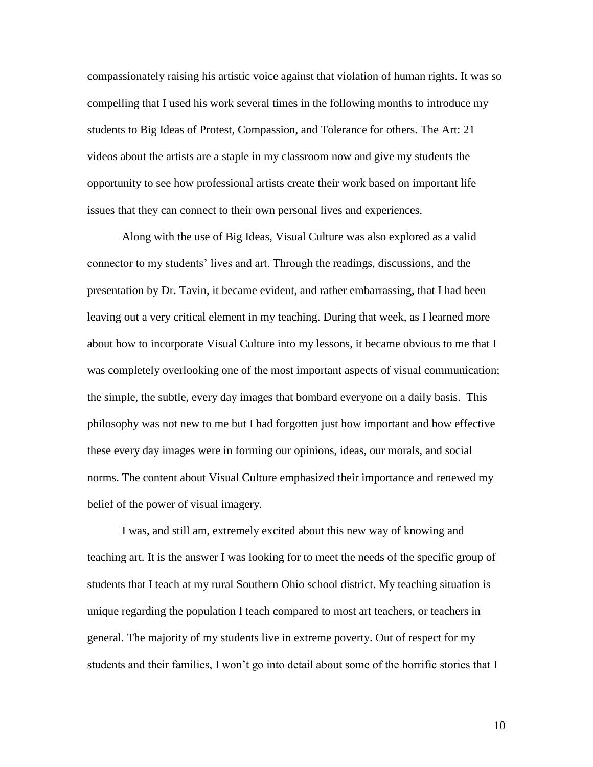compassionately raising his artistic voice against that violation of human rights. It was so compelling that I used his work several times in the following months to introduce my students to Big Ideas of Protest, Compassion, and Tolerance for others. The Art: 21 videos about the artists are a staple in my classroom now and give my students the opportunity to see how professional artists create their work based on important life issues that they can connect to their own personal lives and experiences.

Along with the use of Big Ideas, Visual Culture was also explored as a valid connector to my students' lives and art. Through the readings, discussions, and the presentation by Dr. Tavin, it became evident, and rather embarrassing, that I had been leaving out a very critical element in my teaching. During that week, as I learned more about how to incorporate Visual Culture into my lessons, it became obvious to me that I was completely overlooking one of the most important aspects of visual communication; the simple, the subtle, every day images that bombard everyone on a daily basis. This philosophy was not new to me but I had forgotten just how important and how effective these every day images were in forming our opinions, ideas, our morals, and social norms. The content about Visual Culture emphasized their importance and renewed my belief of the power of visual imagery.

I was, and still am, extremely excited about this new way of knowing and teaching art. It is the answer I was looking for to meet the needs of the specific group of students that I teach at my rural Southern Ohio school district. My teaching situation is unique regarding the population I teach compared to most art teachers, or teachers in general. The majority of my students live in extreme poverty. Out of respect for my students and their families, I won't go into detail about some of the horrific stories that I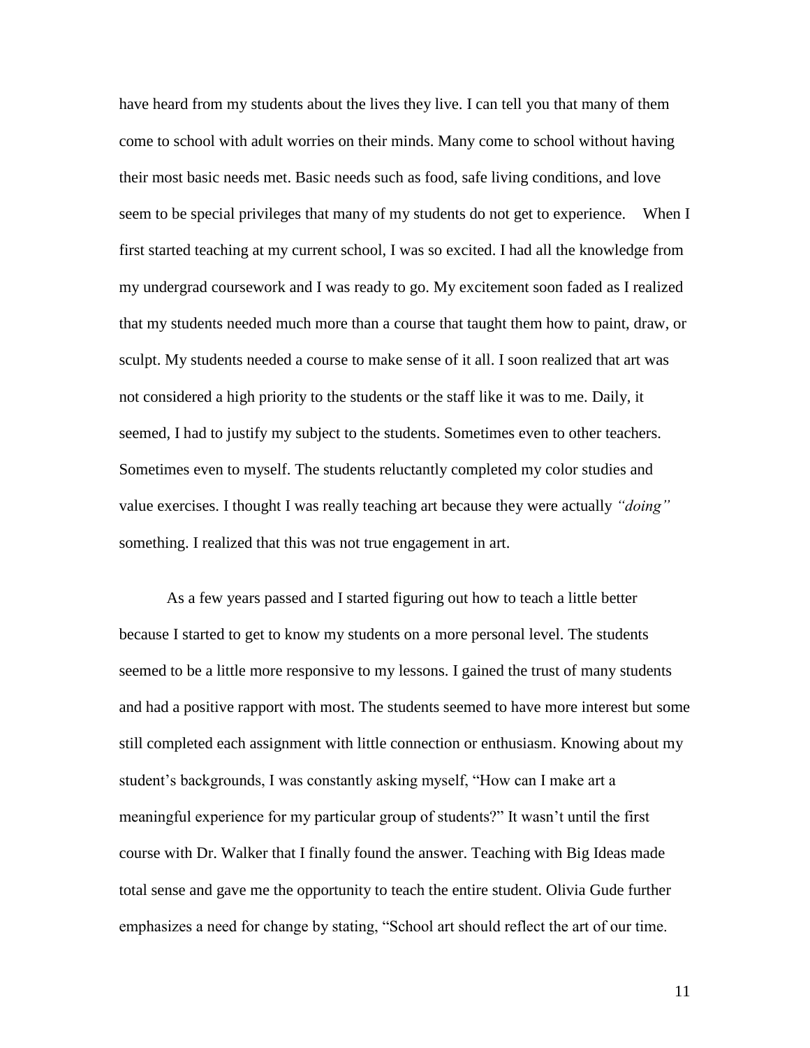have heard from my students about the lives they live. I can tell you that many of them come to school with adult worries on their minds. Many come to school without having their most basic needs met. Basic needs such as food, safe living conditions, and love seem to be special privileges that many of my students do not get to experience. When I first started teaching at my current school, I was so excited. I had all the knowledge from my undergrad coursework and I was ready to go. My excitement soon faded as I realized that my students needed much more than a course that taught them how to paint, draw, or sculpt. My students needed a course to make sense of it all. I soon realized that art was not considered a high priority to the students or the staff like it was to me. Daily, it seemed, I had to justify my subject to the students. Sometimes even to other teachers. Sometimes even to myself. The students reluctantly completed my color studies and value exercises. I thought I was really teaching art because they were actually *"doing"* something. I realized that this was not true engagement in art.

As a few years passed and I started figuring out how to teach a little better because I started to get to know my students on a more personal level. The students seemed to be a little more responsive to my lessons. I gained the trust of many students and had a positive rapport with most. The students seemed to have more interest but some still completed each assignment with little connection or enthusiasm. Knowing about my student's backgrounds, I was constantly asking myself, "How can I make art a meaningful experience for my particular group of students?" It wasn't until the first course with Dr. Walker that I finally found the answer. Teaching with Big Ideas made total sense and gave me the opportunity to teach the entire student. Olivia Gude further emphasizes a need for change by stating, "School art should reflect the art of our time.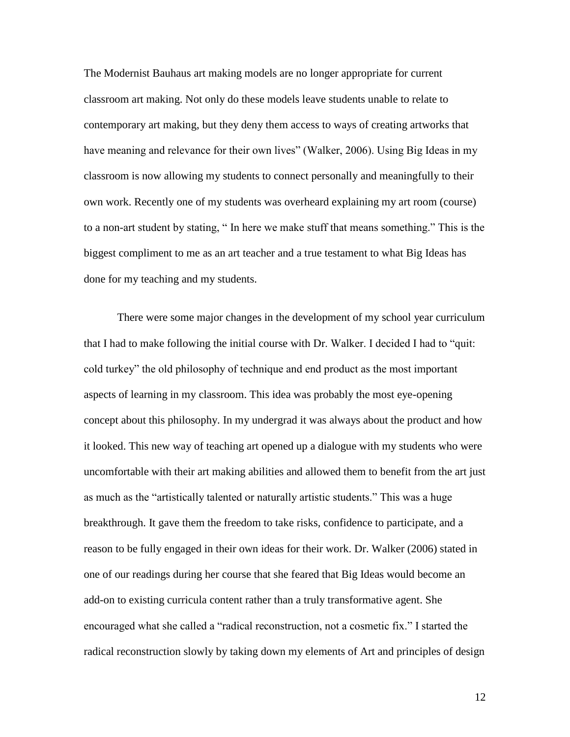The Modernist Bauhaus art making models are no longer appropriate for current classroom art making. Not only do these models leave students unable to relate to contemporary art making, but they deny them access to ways of creating artworks that have meaning and relevance for their own lives" (Walker, 2006). Using Big Ideas in my classroom is now allowing my students to connect personally and meaningfully to their own work. Recently one of my students was overheard explaining my art room (course) to a non-art student by stating, " In here we make stuff that means something." This is the biggest compliment to me as an art teacher and a true testament to what Big Ideas has done for my teaching and my students.

There were some major changes in the development of my school year curriculum that I had to make following the initial course with Dr. Walker. I decided I had to "quit: cold turkey" the old philosophy of technique and end product as the most important aspects of learning in my classroom. This idea was probably the most eye-opening concept about this philosophy. In my undergrad it was always about the product and how it looked. This new way of teaching art opened up a dialogue with my students who were uncomfortable with their art making abilities and allowed them to benefit from the art just as much as the "artistically talented or naturally artistic students." This was a huge breakthrough. It gave them the freedom to take risks, confidence to participate, and a reason to be fully engaged in their own ideas for their work. Dr. Walker (2006) stated in one of our readings during her course that she feared that Big Ideas would become an add-on to existing curricula content rather than a truly transformative agent. She encouraged what she called a "radical reconstruction, not a cosmetic fix." I started the radical reconstruction slowly by taking down my elements of Art and principles of design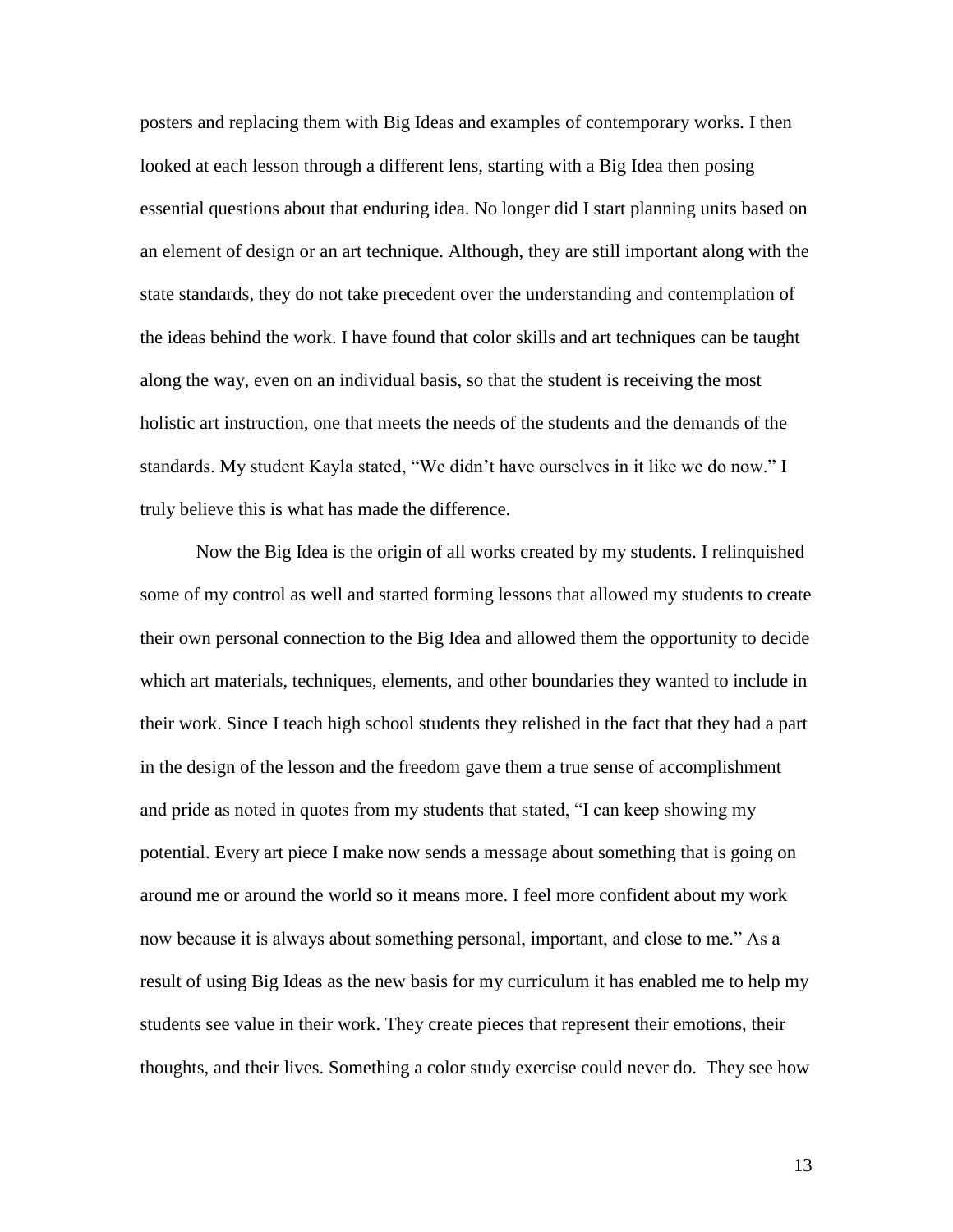posters and replacing them with Big Ideas and examples of contemporary works. I then looked at each lesson through a different lens, starting with a Big Idea then posing essential questions about that enduring idea. No longer did I start planning units based on an element of design or an art technique. Although, they are still important along with the state standards, they do not take precedent over the understanding and contemplation of the ideas behind the work. I have found that color skills and art techniques can be taught along the way, even on an individual basis, so that the student is receiving the most holistic art instruction, one that meets the needs of the students and the demands of the standards. My student Kayla stated, "We didn't have ourselves in it like we do now." I truly believe this is what has made the difference.

Now the Big Idea is the origin of all works created by my students. I relinquished some of my control as well and started forming lessons that allowed my students to create their own personal connection to the Big Idea and allowed them the opportunity to decide which art materials, techniques, elements, and other boundaries they wanted to include in their work. Since I teach high school students they relished in the fact that they had a part in the design of the lesson and the freedom gave them a true sense of accomplishment and pride as noted in quotes from my students that stated, "I can keep showing my potential. Every art piece I make now sends a message about something that is going on around me or around the world so it means more. I feel more confident about my work now because it is always about something personal, important, and close to me." As a result of using Big Ideas as the new basis for my curriculum it has enabled me to help my students see value in their work. They create pieces that represent their emotions, their thoughts, and their lives. Something a color study exercise could never do. They see how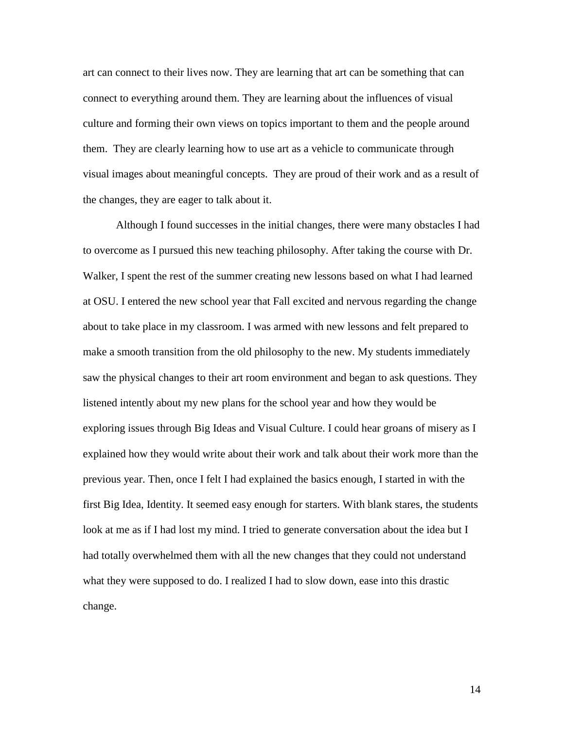art can connect to their lives now. They are learning that art can be something that can connect to everything around them. They are learning about the influences of visual culture and forming their own views on topics important to them and the people around them. They are clearly learning how to use art as a vehicle to communicate through visual images about meaningful concepts. They are proud of their work and as a result of the changes, they are eager to talk about it.

Although I found successes in the initial changes, there were many obstacles I had to overcome as I pursued this new teaching philosophy. After taking the course with Dr. Walker, I spent the rest of the summer creating new lessons based on what I had learned at OSU. I entered the new school year that Fall excited and nervous regarding the change about to take place in my classroom. I was armed with new lessons and felt prepared to make a smooth transition from the old philosophy to the new. My students immediately saw the physical changes to their art room environment and began to ask questions. They listened intently about my new plans for the school year and how they would be exploring issues through Big Ideas and Visual Culture. I could hear groans of misery as I explained how they would write about their work and talk about their work more than the previous year. Then, once I felt I had explained the basics enough, I started in with the first Big Idea, Identity. It seemed easy enough for starters. With blank stares, the students look at me as if I had lost my mind. I tried to generate conversation about the idea but I had totally overwhelmed them with all the new changes that they could not understand what they were supposed to do. I realized I had to slow down, ease into this drastic change.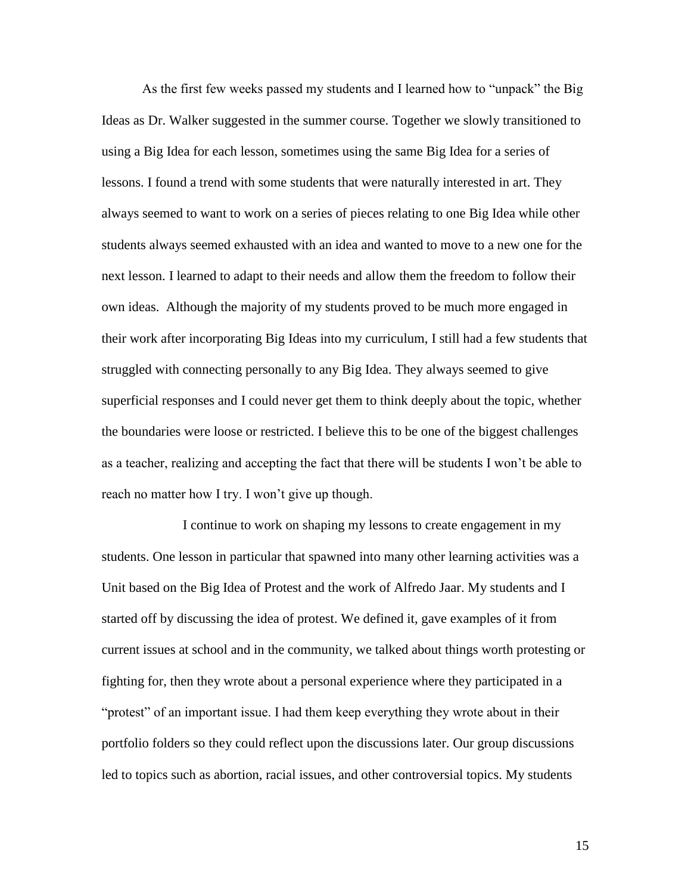As the first few weeks passed my students and I learned how to "unpack" the Big Ideas as Dr. Walker suggested in the summer course. Together we slowly transitioned to using a Big Idea for each lesson, sometimes using the same Big Idea for a series of lessons. I found a trend with some students that were naturally interested in art. They always seemed to want to work on a series of pieces relating to one Big Idea while other students always seemed exhausted with an idea and wanted to move to a new one for the next lesson. I learned to adapt to their needs and allow them the freedom to follow their own ideas. Although the majority of my students proved to be much more engaged in their work after incorporating Big Ideas into my curriculum, I still had a few students that struggled with connecting personally to any Big Idea. They always seemed to give superficial responses and I could never get them to think deeply about the topic, whether the boundaries were loose or restricted. I believe this to be one of the biggest challenges as a teacher, realizing and accepting the fact that there will be students I won't be able to reach no matter how I try. I won't give up though.

I continue to work on shaping my lessons to create engagement in my students. One lesson in particular that spawned into many other learning activities was a Unit based on the Big Idea of Protest and the work of Alfredo Jaar. My students and I started off by discussing the idea of protest. We defined it, gave examples of it from current issues at school and in the community, we talked about things worth protesting or fighting for, then they wrote about a personal experience where they participated in a "protest" of an important issue. I had them keep everything they wrote about in their portfolio folders so they could reflect upon the discussions later. Our group discussions led to topics such as abortion, racial issues, and other controversial topics. My students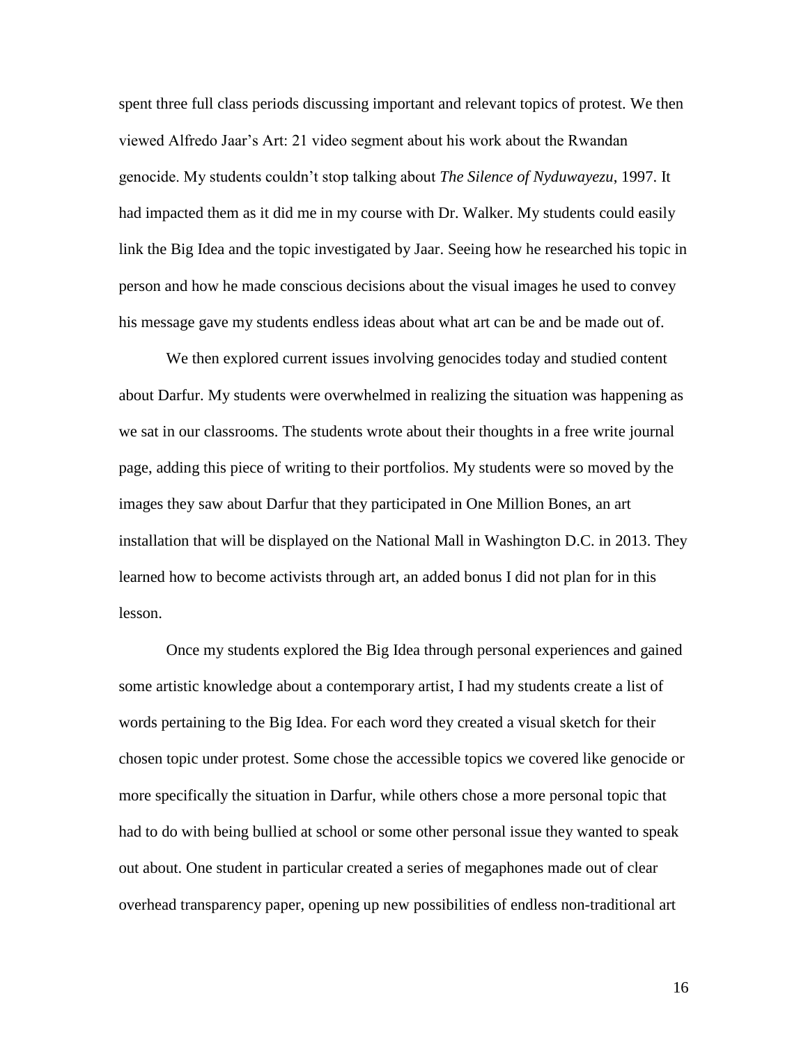spent three full class periods discussing important and relevant topics of protest. We then viewed Alfredo Jaar's Art: 21 video segment about his work about the Rwandan genocide. My students couldn't stop talking about *The Silence of Nyduwayezu*, 1997. It had impacted them as it did me in my course with Dr. Walker. My students could easily link the Big Idea and the topic investigated by Jaar. Seeing how he researched his topic in person and how he made conscious decisions about the visual images he used to convey his message gave my students endless ideas about what art can be and be made out of.

We then explored current issues involving genocides today and studied content about Darfur. My students were overwhelmed in realizing the situation was happening as we sat in our classrooms. The students wrote about their thoughts in a free write journal page, adding this piece of writing to their portfolios. My students were so moved by the images they saw about Darfur that they participated in One Million Bones, an art installation that will be displayed on the National Mall in Washington D.C. in 2013. They learned how to become activists through art, an added bonus I did not plan for in this lesson.

Once my students explored the Big Idea through personal experiences and gained some artistic knowledge about a contemporary artist, I had my students create a list of words pertaining to the Big Idea. For each word they created a visual sketch for their chosen topic under protest. Some chose the accessible topics we covered like genocide or more specifically the situation in Darfur, while others chose a more personal topic that had to do with being bullied at school or some other personal issue they wanted to speak out about. One student in particular created a series of megaphones made out of clear overhead transparency paper, opening up new possibilities of endless non-traditional art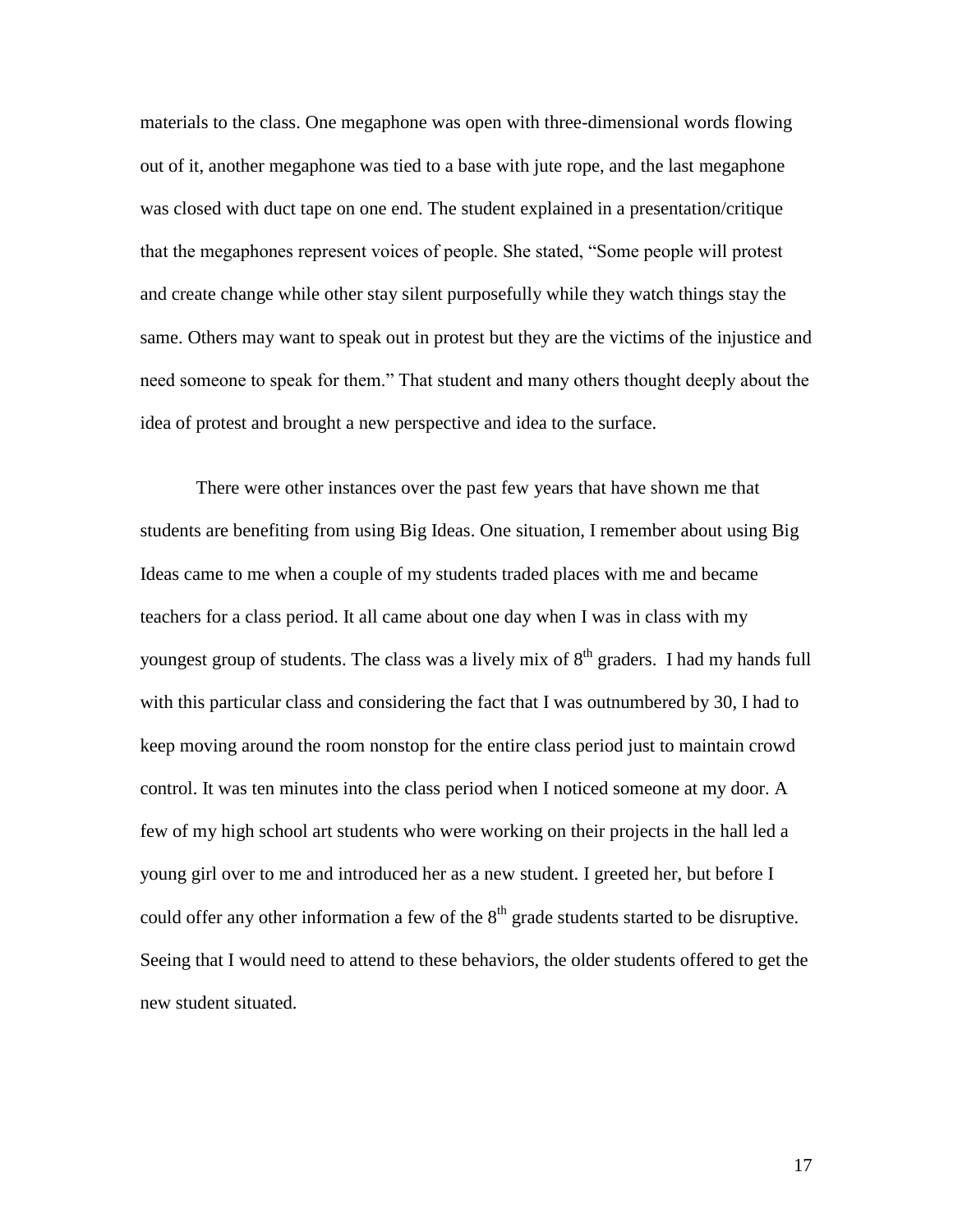materials to the class. One megaphone was open with three-dimensional words flowing out of it, another megaphone was tied to a base with jute rope, and the last megaphone was closed with duct tape on one end. The student explained in a presentation/critique that the megaphones represent voices of people. She stated, "Some people will protest and create change while other stay silent purposefully while they watch things stay the same. Others may want to speak out in protest but they are the victims of the injustice and need someone to speak for them." That student and many others thought deeply about the idea of protest and brought a new perspective and idea to the surface.

There were other instances over the past few years that have shown me that students are benefiting from using Big Ideas. One situation, I remember about using Big Ideas came to me when a couple of my students traded places with me and became teachers for a class period. It all came about one day when I was in class with my youngest group of students. The class was a lively mix of 8th graders. I had my hands full with this particular class and considering the fact that I was outnumbered by 30, I had to keep moving around the room nonstop for the entire class period just to maintain crowd control. It was ten minutes into the class period when I noticed someone at my door. A few of my high school art students who were working on their projects in the hall led a young girl over to me and introduced her as a new student. I greeted her, but before I could offer any other information a few of the 8th grade students started to be disruptive. Seeing that I would need to attend to these behaviors, the older students offered to get the new student situated.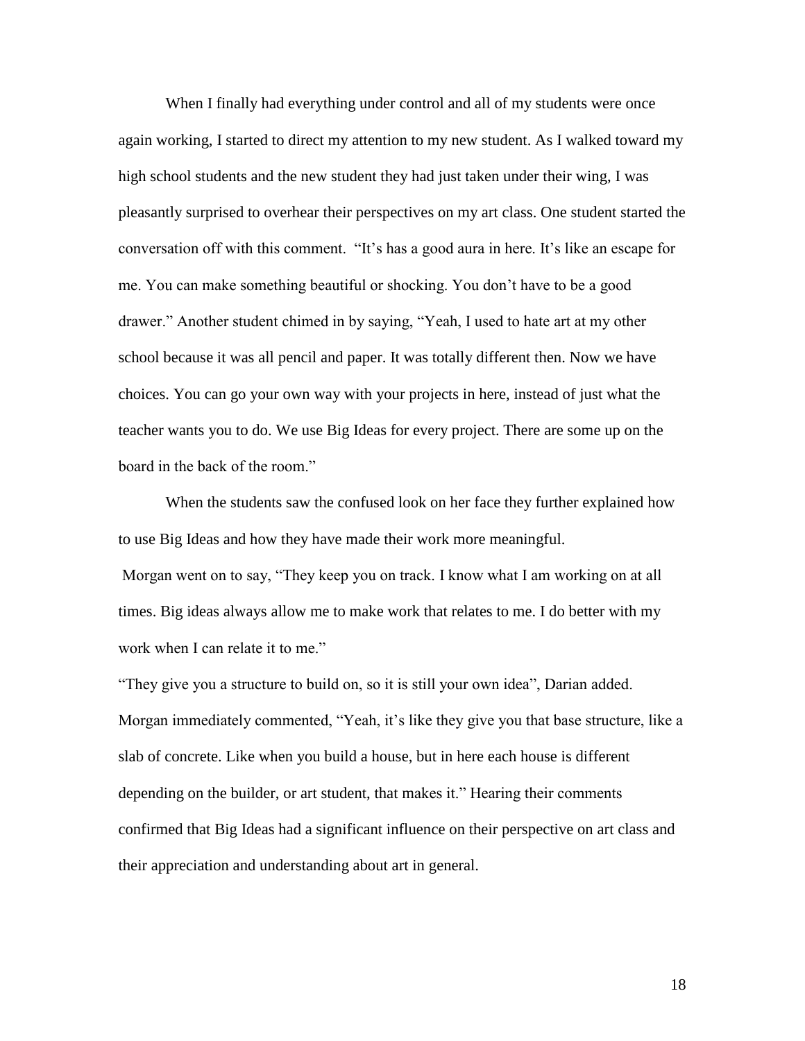When I finally had everything under control and all of my students were once again working, I started to direct my attention to my new student. As I walked toward my high school students and the new student they had just taken under their wing, I was pleasantly surprised to overhear their perspectives on my art class. One student started the conversation off with this comment. "It's has a good aura in here. It's like an escape for me. You can make something beautiful or shocking. You don't have to be a good drawer." Another student chimed in by saying, "Yeah, I used to hate art at my other school because it was all pencil and paper. It was totally different then. Now we have choices. You can go your own way with your projects in here, instead of just what the teacher wants you to do. We use Big Ideas for every project. There are some up on the board in the back of the room."

When the students saw the confused look on her face they further explained how to use Big Ideas and how they have made their work more meaningful.

Morgan went on to say, "They keep you on track. I know what I am working on at all times. Big ideas always allow me to make work that relates to me. I do better with my work when I can relate it to me."

"They give you a structure to build on, so it is still your own idea", Darian added. Morgan immediately commented, "Yeah, it's like they give you that base structure, like a slab of concrete. Like when you build a house, but in here each house is different depending on the builder, or art student, that makes it." Hearing their comments confirmed that Big Ideas had a significant influence on their perspective on art class and their appreciation and understanding about art in general.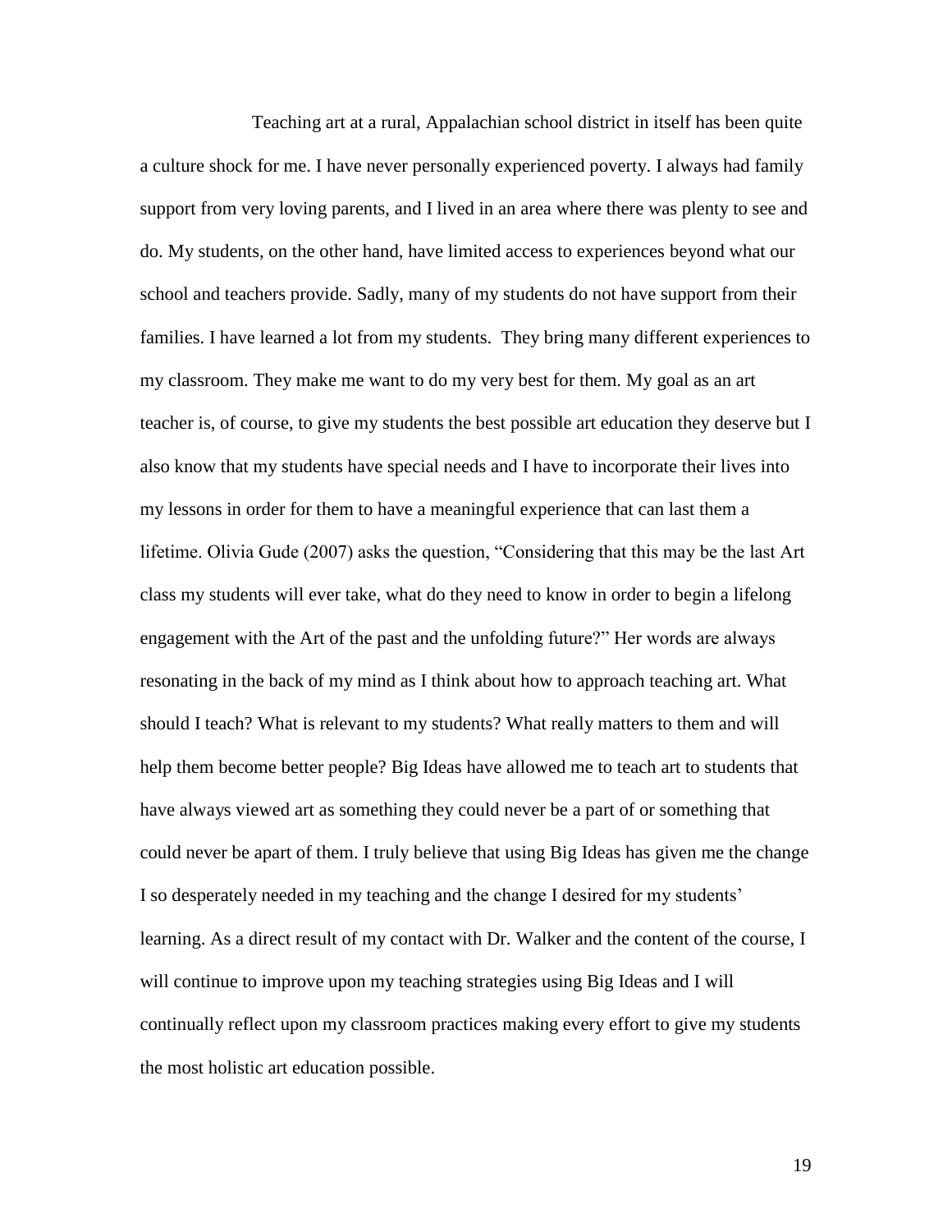Teaching art at a rural, Appalachian school district in itself has been quite a culture shock for me. I have never personally experienced poverty. I always had family support from very loving parents, and I lived in an area where there was plenty to see and do. My students, on the other hand, have limited access to experiences beyond what our school and teachers provide. Sadly, many of my students do not have support from their families. I have learned a lot from my students. They bring many different experiences to my classroom. They make me want to do my very best for them. My goal as an art teacher is, of course, to give my students the best possible art education they deserve but I also know that my students have special needs and I have to incorporate their lives into my lessons in order for them to have a meaningful experience that can last them a lifetime. Olivia Gude (2007) asks the question, "Considering that this may be the last Art class my students will ever take, what do they need to know in order to begin a lifelong engagement with the Art of the past and the unfolding future?" Her words are always resonating in the back of my mind as I think about how to approach teaching art. What should I teach? What is relevant to my students? What really matters to them and will help them become better people? Big Ideas have allowed me to teach art to students that have always viewed art as something they could never be a part of or something that could never be apart of them. I truly believe that using Big Ideas has given me the change I so desperately needed in my teaching and the change I desired for my students' learning. As a direct result of my contact with Dr. Walker and the content of the course, I will continue to improve upon my teaching strategies using Big Ideas and I will continually reflect upon my classroom practices making every effort to give my students the most holistic art education possible.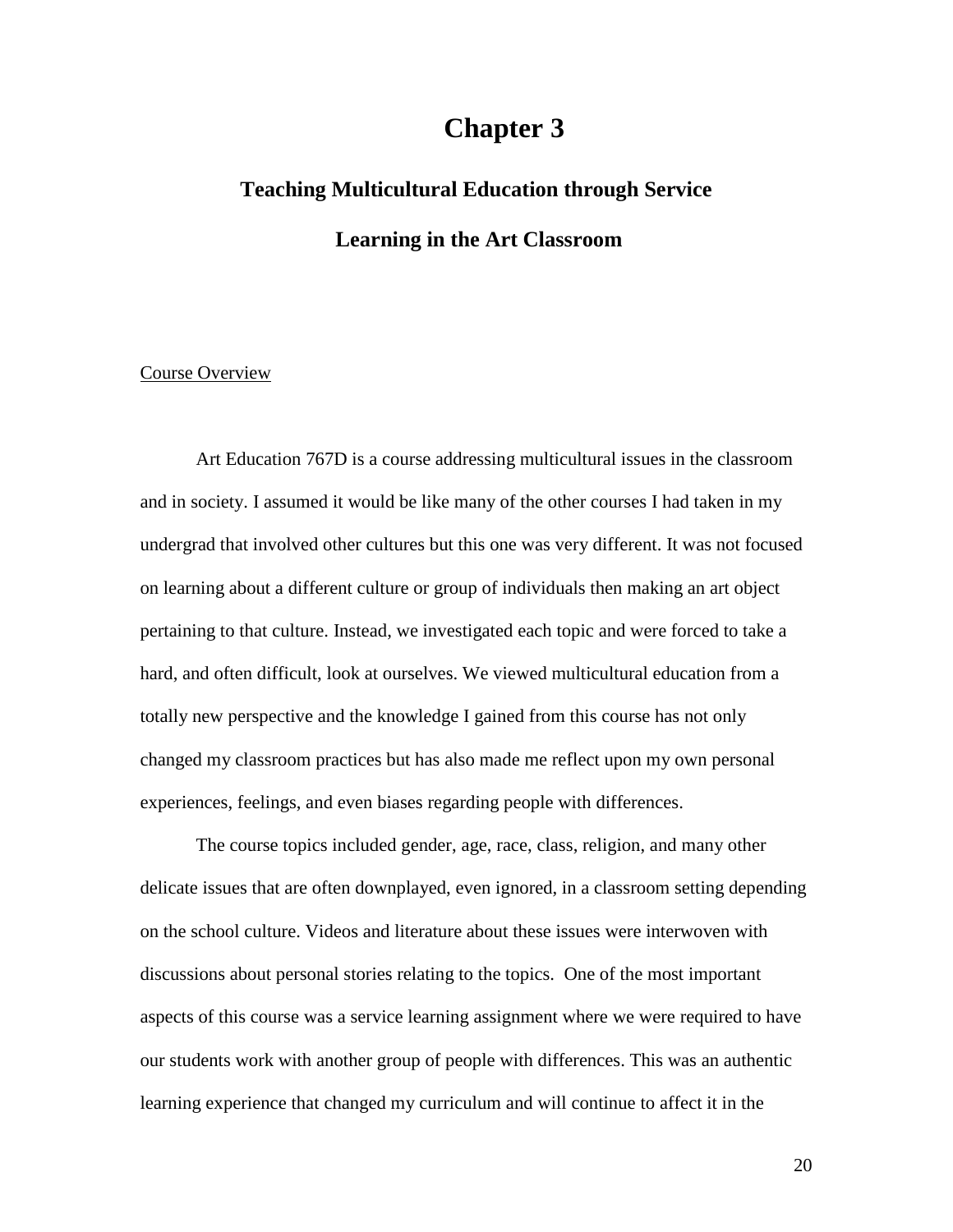# Chapter 3

## Teaching Multicultural Education through Service Learning in the Art Classroom

<u>Course Overview</u>

Art Education 767D is a course addressing multicultural issues in the classroom and in society. I assumed it would be like many of the other courses I had taken in my undergrad that involved other cultures but this one was very different. It was not focused on learning about a different culture or group of individuals then making an art object pertaining to that culture. Instead, we investigated each topic and were forced to take a hard, and often difficult, look at ourselves. We viewed multicultural education from a totally new perspective and the knowledge I gained from this course has not only changed my classroom practices but has also made me reflect upon my own personal experiences, feelings, and even biases regarding people with differences.

The course topics included gender, age, race, class, religion, and many other delicate issues that are often downplayed, even ignored, in a classroom setting depending on the school culture. Videos and literature about these issues were interwoven with discussions about personal stories relating to the topics. One of the most important aspects of this course was a service learning assignment where we were required to have our students work with another group of people with differences. This was an authentic learning experience that changed my curriculum and will continue to affect it in the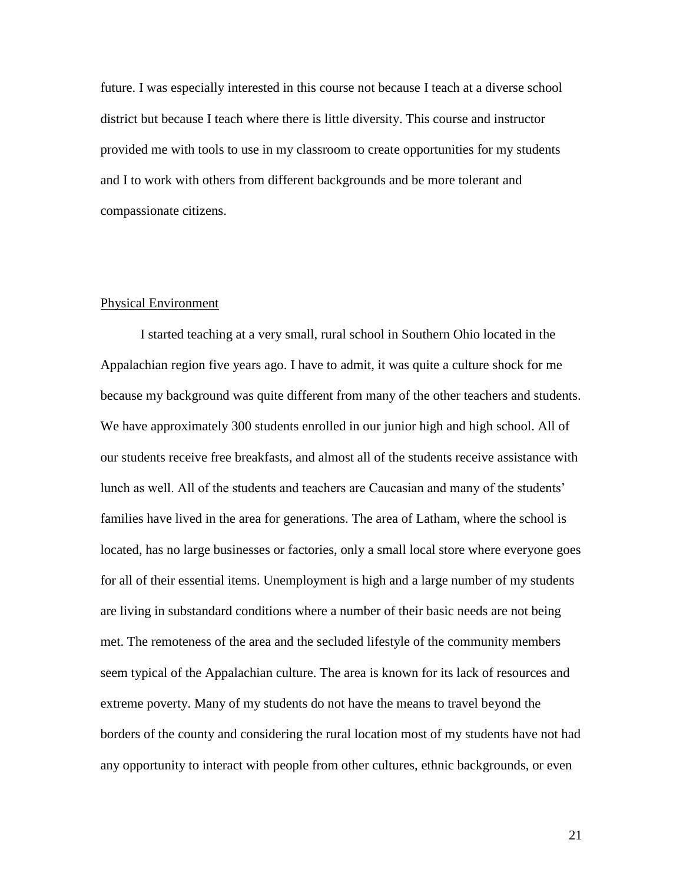future. I was especially interested in this course not because I teach at a diverse school district but because I teach where there is little diversity. This course and instructor provided me with tools to use in my classroom to create opportunities for my students and I to work with others from different backgrounds and be more tolerant and compassionate citizens.

<u>Physical Environment</u>

I started teaching at a very small, rural school in Southern Ohio located in the Appalachian region five years ago. I have to admit, it was quite a culture shock for me because my background was quite different from many of the other teachers and students. We have approximately 300 students enrolled in our junior high and high school. All of our students receive free breakfasts, and almost all of the students receive assistance with lunch as well. All of the students and teachers are Caucasian and many of the students' families have lived in the area for generations. The area of Latham, where the school is located, has no large businesses or factories, only a small local store where everyone goes for all of their essential items. Unemployment is high and a large number of my students are living in substandard conditions where a number of their basic needs are not being met. The remoteness of the area and the secluded lifestyle of the community members seem typical of the Appalachian culture. The area is known for its lack of resources and extreme poverty. Many of my students do not have the means to travel beyond the borders of the county and considering the rural location most of my students have not had any opportunity to interact with people from other cultures, ethnic backgrounds, or even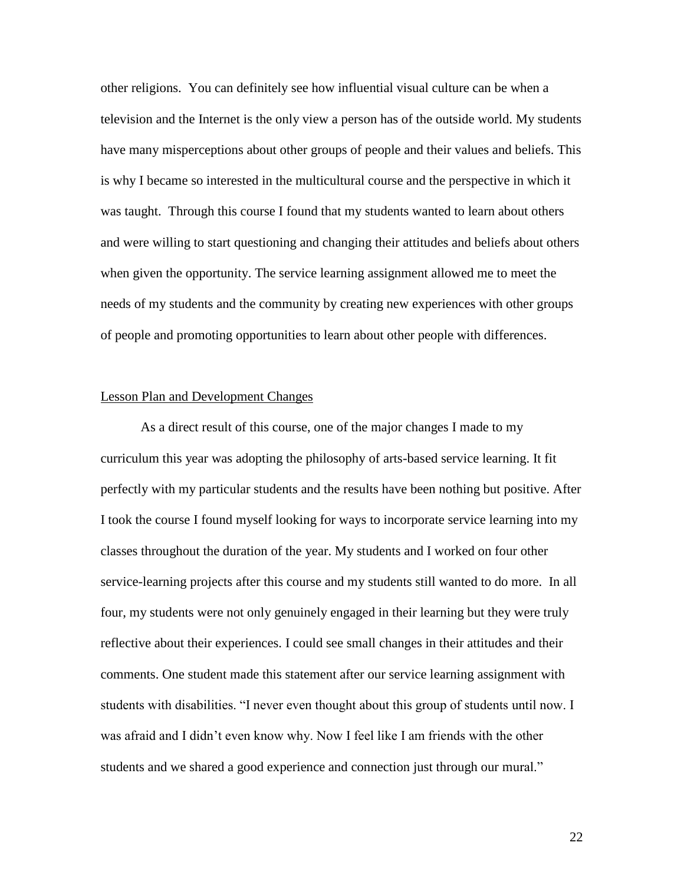other religions. You can definitely see how influential visual culture can be when a television and the Internet is the only view a person has of the outside world. My students have many misperceptions about other groups of people and their values and beliefs. This is why I became so interested in the multicultural course and the perspective in which it was taught. Through this course I found that my students wanted to learn about others and were willing to start questioning and changing their attitudes and beliefs about others when given the opportunity. The service learning assignment allowed me to meet the needs of my students and the community by creating new experiences with other groups of people and promoting opportunities to learn about other people with differences.

## Lesson Plan and Development Changes

As a direct result of this course, one of the major changes I made to my curriculum this year was adopting the philosophy of arts-based service learning. It fit perfectly with my particular students and the results have been nothing but positive. After I took the course I found myself looking for ways to incorporate service learning into my classes throughout the duration of the year. My students and I worked on four other service-learning projects after this course and my students still wanted to do more. In all four, my students were not only genuinely engaged in their learning but they were truly reflective about their experiences. I could see small changes in their attitudes and their comments. One student made this statement after our service learning assignment with students with disabilities. "I never even thought about this group of students until now. I was afraid and I didn't even know why. Now I feel like I am friends with the other students and we shared a good experience and connection just through our mural."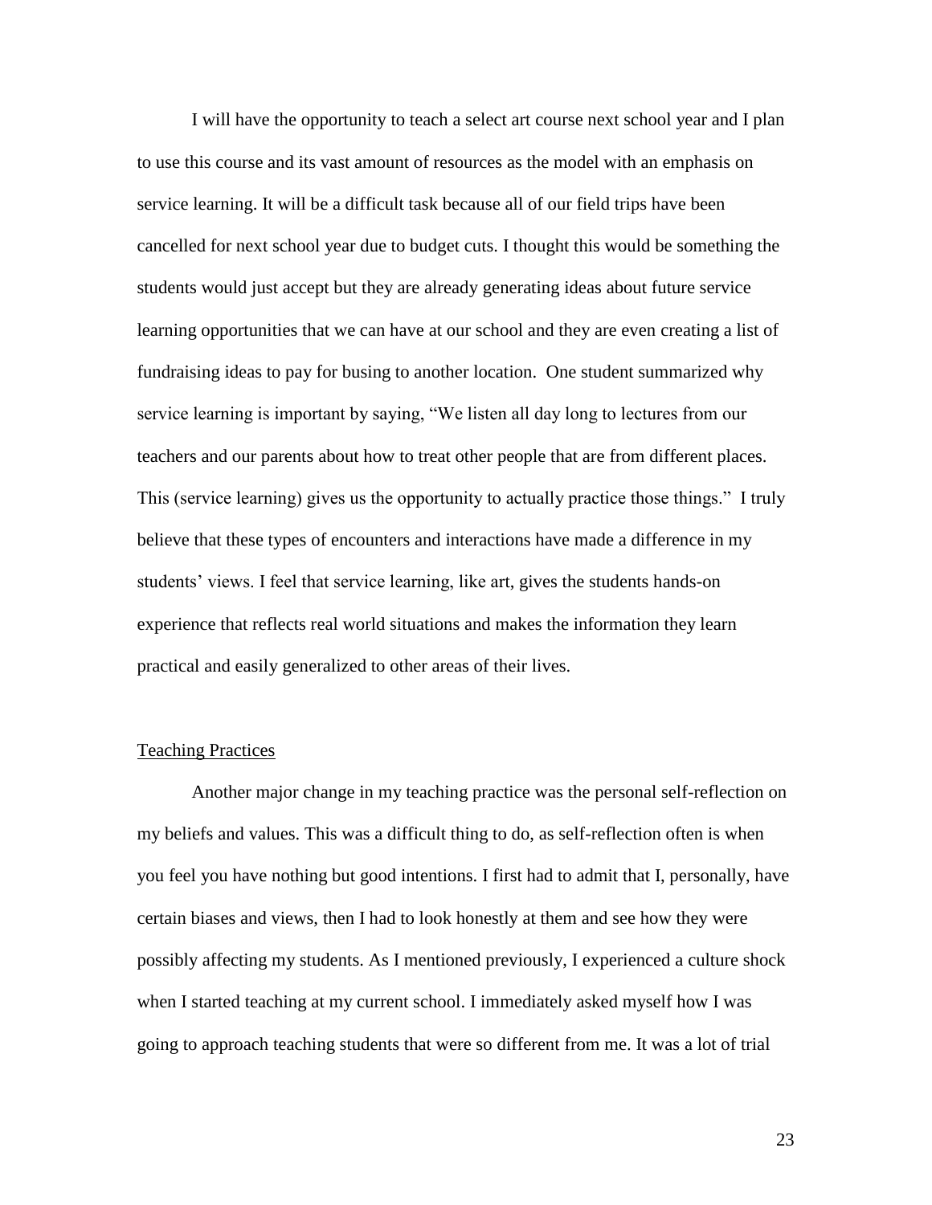I will have the opportunity to teach a select art course next school year and I plan to use this course and its vast amount of resources as the model with an emphasis on service learning. It will be a difficult task because all of our field trips have been cancelled for next school year due to budget cuts. I thought this would be something the students would just accept but they are already generating ideas about future service learning opportunities that we can have at our school and they are even creating a list of fundraising ideas to pay for busing to another location. One student summarized why service learning is important by saying, "We listen all day long to lectures from our teachers and our parents about how to treat other people that are from different places. This (service learning) gives us the opportunity to actually practice those things." I truly believe that these types of encounters and interactions have made a difference in my students' views. I feel that service learning, like art, gives the students hands-on experience that reflects real world situations and makes the information they learn practical and easily generalized to other areas of their lives.

## Teaching Practices

Another major change in my teaching practice was the personal self-reflection on my beliefs and values. This was a difficult thing to do, as self-reflection often is when you feel you have nothing but good intentions. I first had to admit that I, personally, have certain biases and views, then I had to look honestly at them and see how they were possibly affecting my students. As I mentioned previously, I experienced a culture shock when I started teaching at my current school. I immediately asked myself how I was going to approach teaching students that were so different from me. It was a lot of trial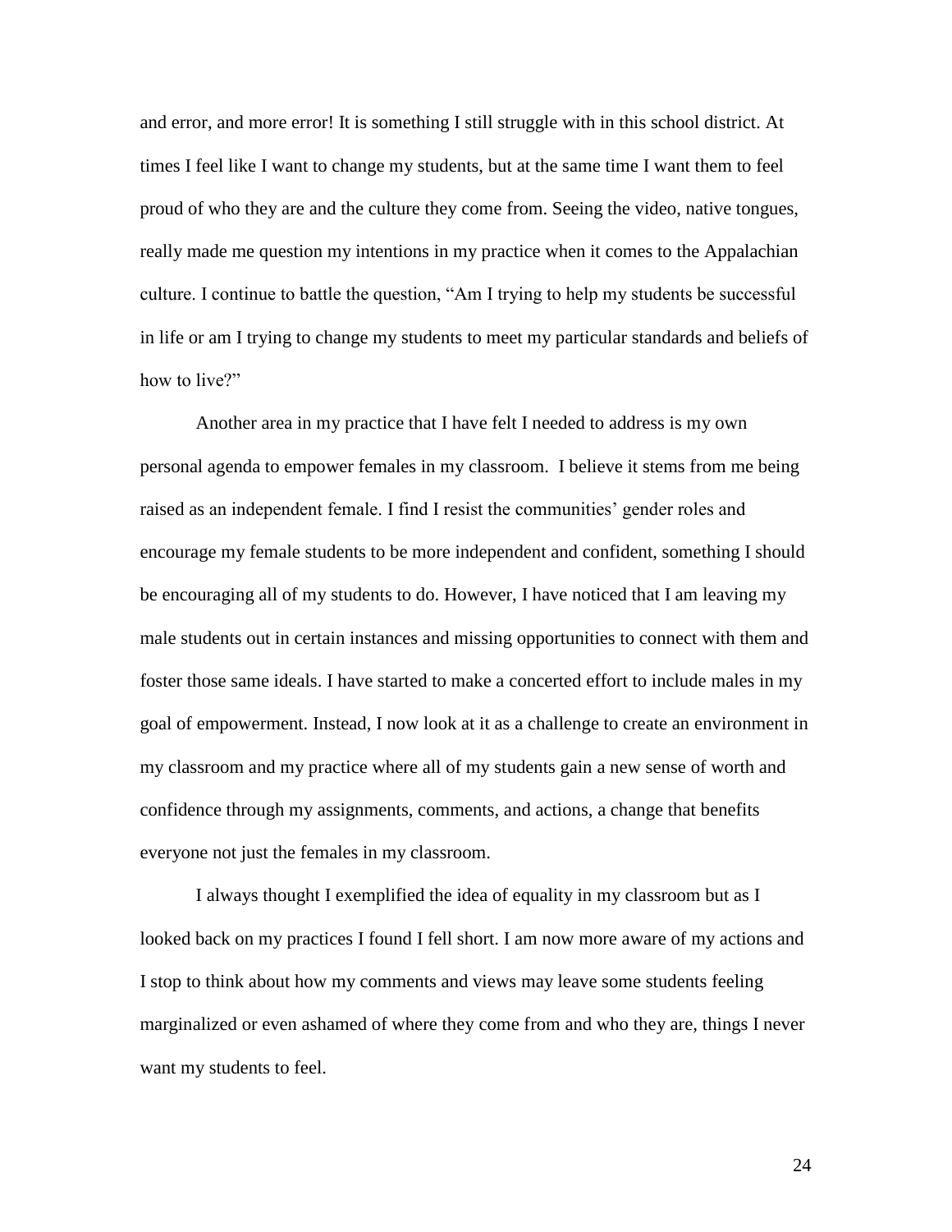and error, and more error! It is something I still struggle with in this school district. At times I feel like I want to change my students, but at the same time I want them to feel proud of who they are and the culture they come from. Seeing the video, native tongues, really made me question my intentions in my practice when it comes to the Appalachian culture. I continue to battle the question, "Am I trying to help my students be successful in life or am I trying to change my students to meet my particular standards and beliefs of how to live?"

Another area in my practice that I have felt I needed to address is my own personal agenda to empower females in my classroom. I believe it stems from me being raised as an independent female. I find I resist the communities' gender roles and encourage my female students to be more independent and confident, something I should be encouraging all of my students to do. However, I have noticed that I am leaving my male students out in certain instances and missing opportunities to connect with them and foster those same ideals. I have started to make a concerted effort to include males in my goal of empowerment. Instead, I now look at it as a challenge to create an environment in my classroom and my practice where all of my students gain a new sense of worth and confidence through my assignments, comments, and actions, a change that benefits everyone not just the females in my classroom.

I always thought I exemplified the idea of equality in my classroom but as I looked back on my practices I found I fell short. I am now more aware of my actions and I stop to think about how my comments and views may leave some students feeling marginalized or even ashamed of where they come from and who they are, things I never want my students to feel.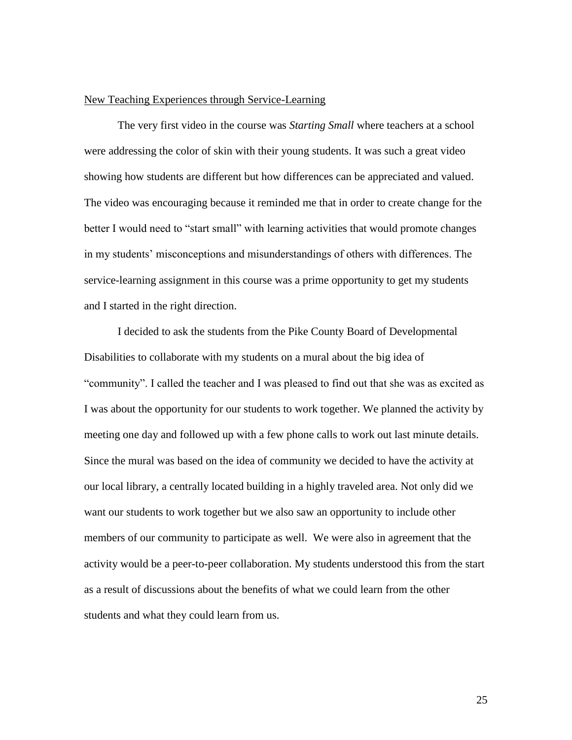New Teaching Experiences through Service-Learning

The very first video in the course was *Starting Small* where teachers at a school were addressing the color of skin with their young students. It was such a great video showing how students are different but how differences can be appreciated and valued. The video was encouraging because it reminded me that in order to create change for the better I would need to "start small" with learning activities that would promote changes in my students' misconceptions and misunderstandings of others with differences. The service-learning assignment in this course was a prime opportunity to get my students and I started in the right direction.

I decided to ask the students from the Pike County Board of Developmental Disabilities to collaborate with my students on a mural about the big idea of "community". I called the teacher and I was pleased to find out that she was as excited as I was about the opportunity for our students to work together. We planned the activity by meeting one day and followed up with a few phone calls to work out last minute details. Since the mural was based on the idea of community we decided to have the activity at our local library, a centrally located building in a highly traveled area. Not only did we want our students to work together but we also saw an opportunity to include other members of our community to participate as well. We were also in agreement that the activity would be a peer-to-peer collaboration. My students understood this from the start as a result of discussions about the benefits of what we could learn from the other students and what they could learn from us.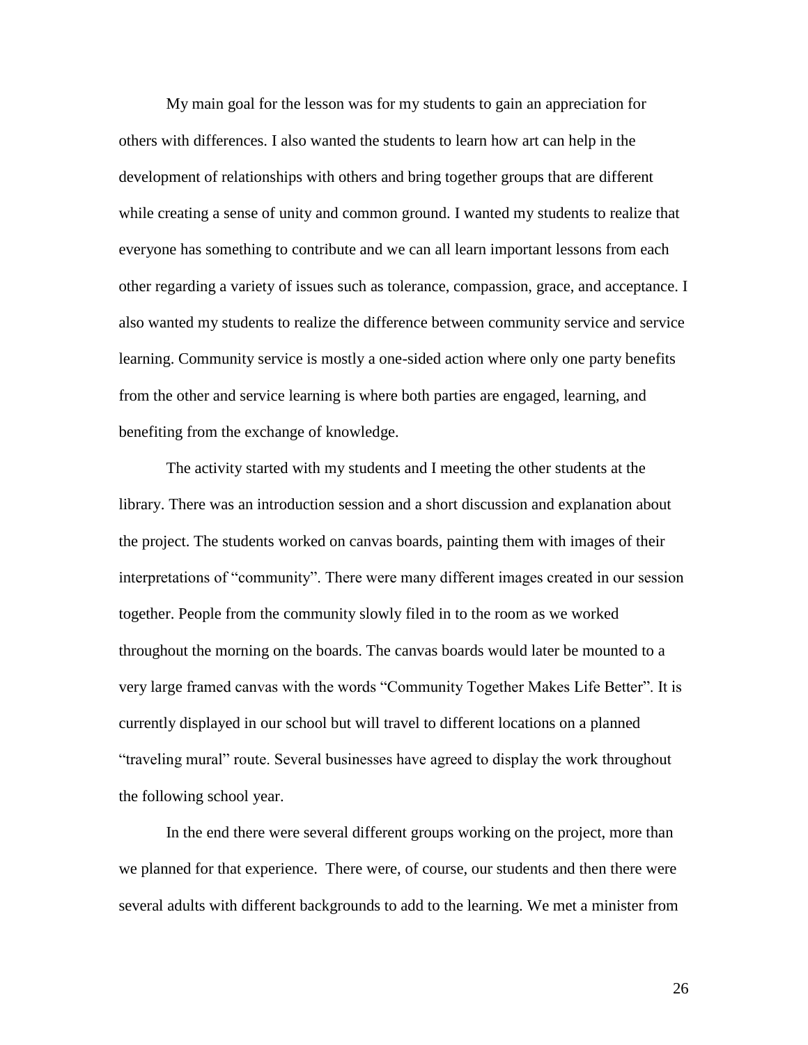My main goal for the lesson was for my students to gain an appreciation for others with differences. I also wanted the students to learn how art can help in the development of relationships with others and bring together groups that are different while creating a sense of unity and common ground. I wanted my students to realize that everyone has something to contribute and we can all learn important lessons from each other regarding a variety of issues such as tolerance, compassion, grace, and acceptance. I also wanted my students to realize the difference between community service and service learning. Community service is mostly a one-sided action where only one party benefits from the other and service learning is where both parties are engaged, learning, and benefiting from the exchange of knowledge.

The activity started with my students and I meeting the other students at the library. There was an introduction session and a short discussion and explanation about the project. The students worked on canvas boards, painting them with images of their interpretations of "community". There were many different images created in our session together. People from the community slowly filed in to the room as we worked throughout the morning on the boards. The canvas boards would later be mounted to a very large framed canvas with the words "Community Together Makes Life Better". It is currently displayed in our school but will travel to different locations on a planned "traveling mural" route. Several businesses have agreed to display the work throughout the following school year.

In the end there were several different groups working on the project, more than we planned for that experience. There were, of course, our students and then there were several adults with different backgrounds to add to the learning. We met a minister from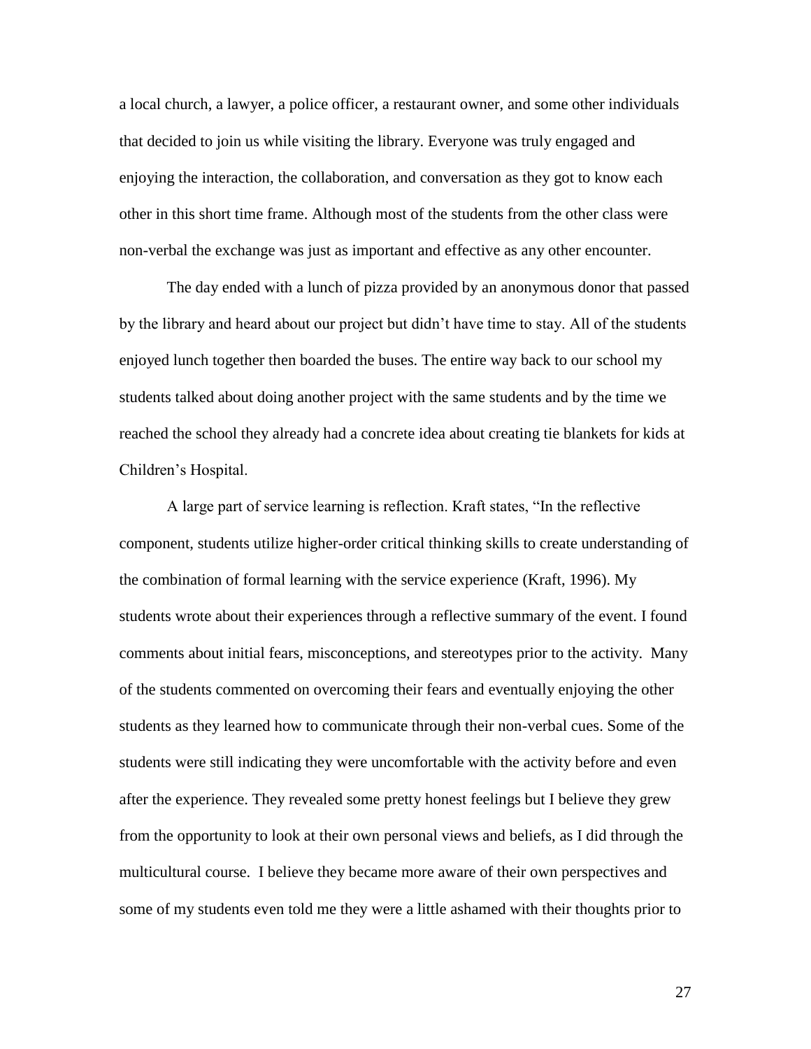a local church, a lawyer, a police officer, a restaurant owner, and some other individuals that decided to join us while visiting the library. Everyone was truly engaged and enjoying the interaction, the collaboration, and conversation as they got to know each other in this short time frame. Although most of the students from the other class were non-verbal the exchange was just as important and effective as any other encounter.

The day ended with a lunch of pizza provided by an anonymous donor that passed by the library and heard about our project but didn't have time to stay. All of the students enjoyed lunch together then boarded the buses. The entire way back to our school my students talked about doing another project with the same students and by the time we reached the school they already had a concrete idea about creating tie blankets for kids at Children's Hospital.

A large part of service learning is reflection. Kraft states, "In the reflective component, students utilize higher-order critical thinking skills to create understanding of the combination of formal learning with the service experience (Kraft, 1996). My students wrote about their experiences through a reflective summary of the event. I found comments about initial fears, misconceptions, and stereotypes prior to the activity. Many of the students commented on overcoming their fears and eventually enjoying the other students as they learned how to communicate through their non-verbal cues. Some of the students were still indicating they were uncomfortable with the activity before and even after the experience. They revealed some pretty honest feelings but I believe they grew from the opportunity to look at their own personal views and beliefs, as I did through the multicultural course. I believe they became more aware of their own perspectives and some of my students even told me they were a little ashamed with their thoughts prior to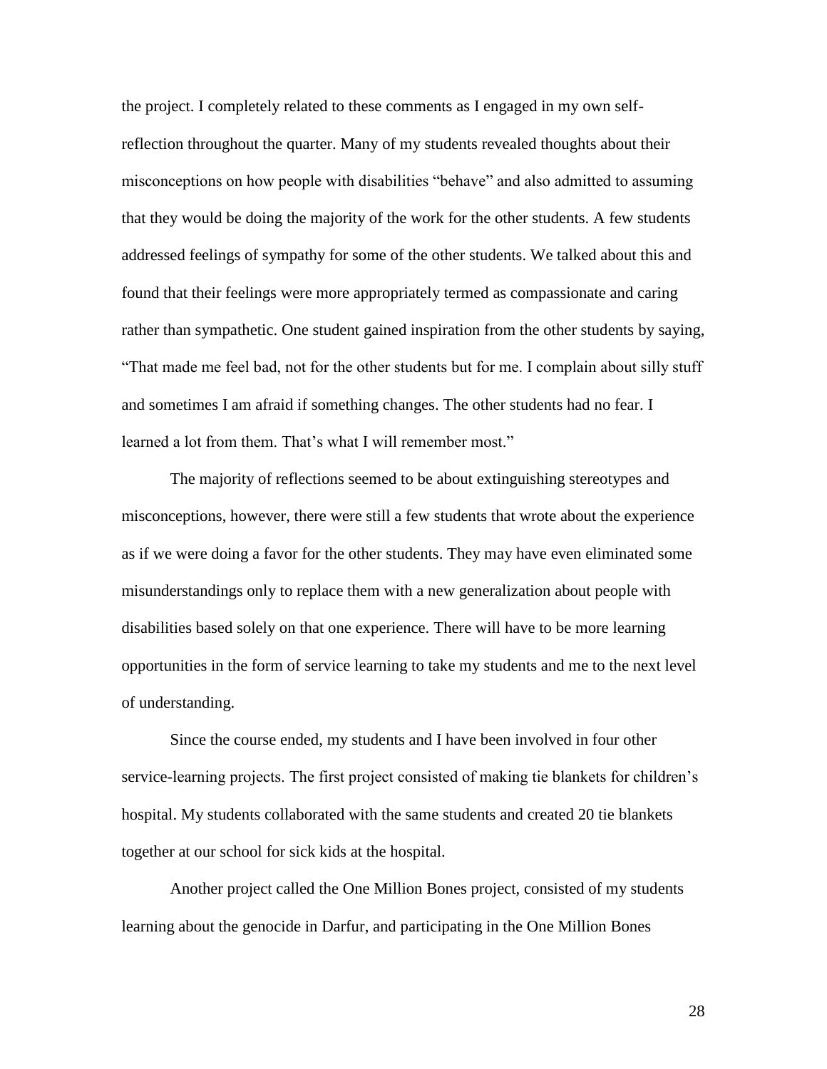the project. I completely related to these comments as I engaged in my own self-reflection throughout the quarter. Many of my students revealed thoughts about their misconceptions on how people with disabilities "behave" and also admitted to assuming that they would be doing the majority of the work for the other students. A few students addressed feelings of sympathy for some of the other students. We talked about this and found that their feelings were more appropriately termed as compassionate and caring rather than sympathetic. One student gained inspiration from the other students by saying, "That made me feel bad, not for the other students but for me. I complain about silly stuff and sometimes I am afraid if something changes. The other students had no fear. I learned a lot from them. That's what I will remember most."

The majority of reflections seemed to be about extinguishing stereotypes and misconceptions, however, there were still a few students that wrote about the experience as if we were doing a favor for the other students. They may have even eliminated some misunderstandings only to replace them with a new generalization about people with disabilities based solely on that one experience. There will have to be more learning opportunities in the form of service learning to take my students and me to the next level of understanding.

Since the course ended, my students and I have been involved in four other service-learning projects. The first project consisted of making tie blankets for children's hospital. My students collaborated with the same students and created 20 tie blankets together at our school for sick kids at the hospital.

Another project called the One Million Bones project, consisted of my students learning about the genocide in Darfur, and participating in the One Million Bones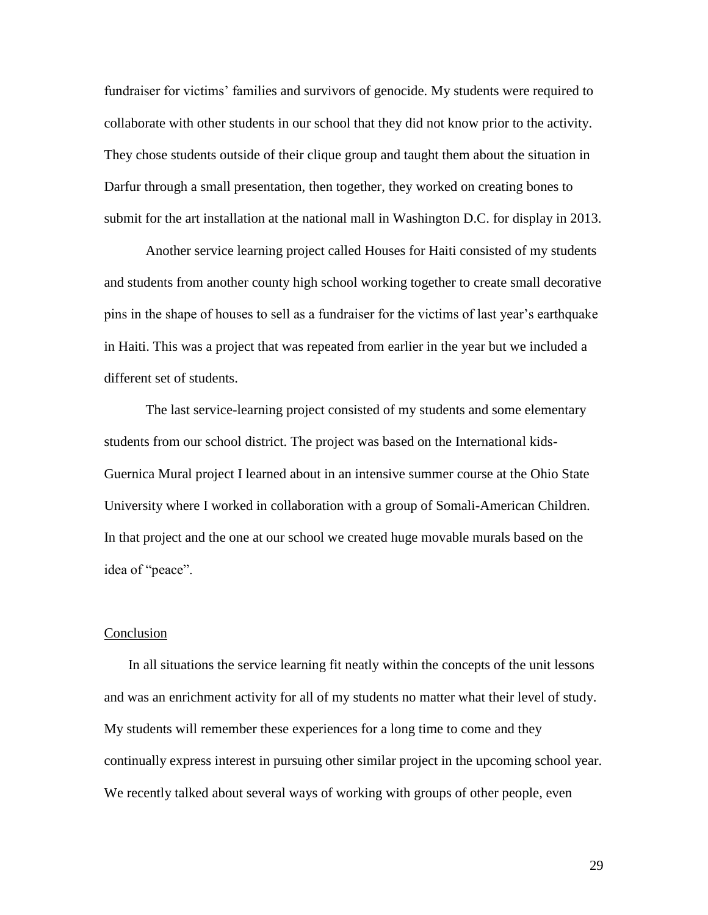fundraiser for victims' families and survivors of genocide. My students were required to collaborate with other students in our school that they did not know prior to the activity. They chose students outside of their clique group and taught them about the situation in Darfur through a small presentation, then together, they worked on creating bones to submit for the art installation at the national mall in Washington D.C. for display in 2013.

Another service learning project called Houses for Haiti consisted of my students and students from another county high school working together to create small decorative pins in the shape of houses to sell as a fundraiser for the victims of last year's earthquake in Haiti. This was a project that was repeated from earlier in the year but we included a different set of students.

The last service-learning project consisted of my students and some elementary students from our school district. The project was based on the International kids-Guernica Mural project I learned about in an intensive summer course at the Ohio State University where I worked in collaboration with a group of Somali-American Children. In that project and the one at our school we created huge movable murals based on the idea of "peace".

## Conclusion

In all situations the service learning fit neatly within the concepts of the unit lessons and was an enrichment activity for all of my students no matter what their level of study. My students will remember these experiences for a long time to come and they continually express interest in pursuing other similar project in the upcoming school year. We recently talked about several ways of working with groups of other people, even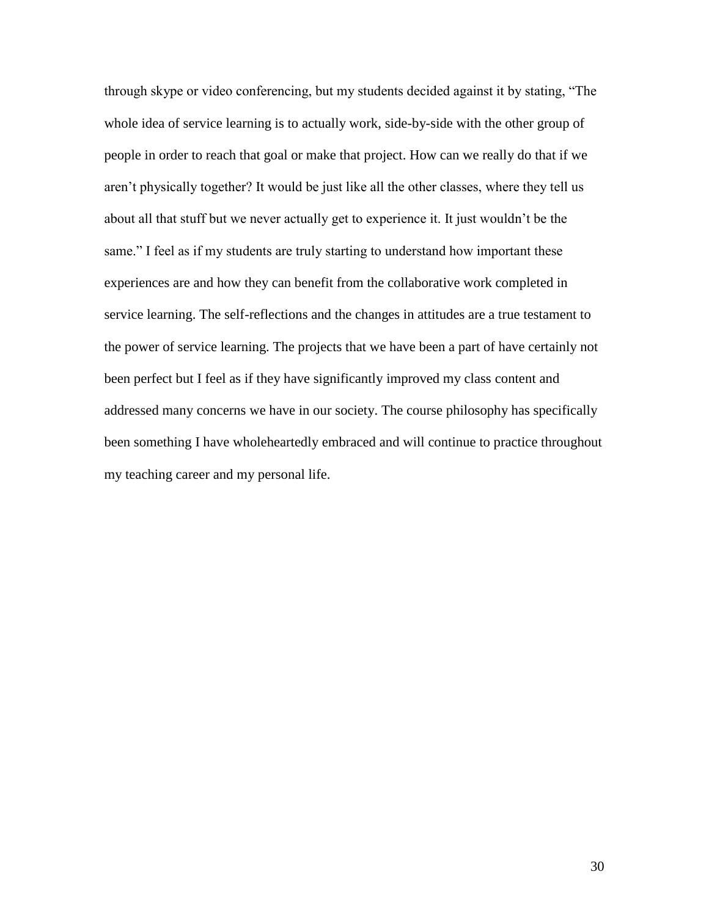through skype or video conferencing, but my students decided against it by stating, "The whole idea of service learning is to actually work, side-by-side with the other group of people in order to reach that goal or make that project. How can we really do that if we aren't physically together? It would be just like all the other classes, where they tell us about all that stuff but we never actually get to experience it. It just wouldn't be the same." I feel as if my students are truly starting to understand how important these experiences are and how they can benefit from the collaborative work completed in service learning. The self-reflections and the changes in attitudes are a true testament to the power of service learning. The projects that we have been a part of have certainly not been perfect but I feel as if they have significantly improved my class content and addressed many concerns we have in our society. The course philosophy has specifically been something I have wholeheartedly embraced and will continue to practice throughout my teaching career and my personal life.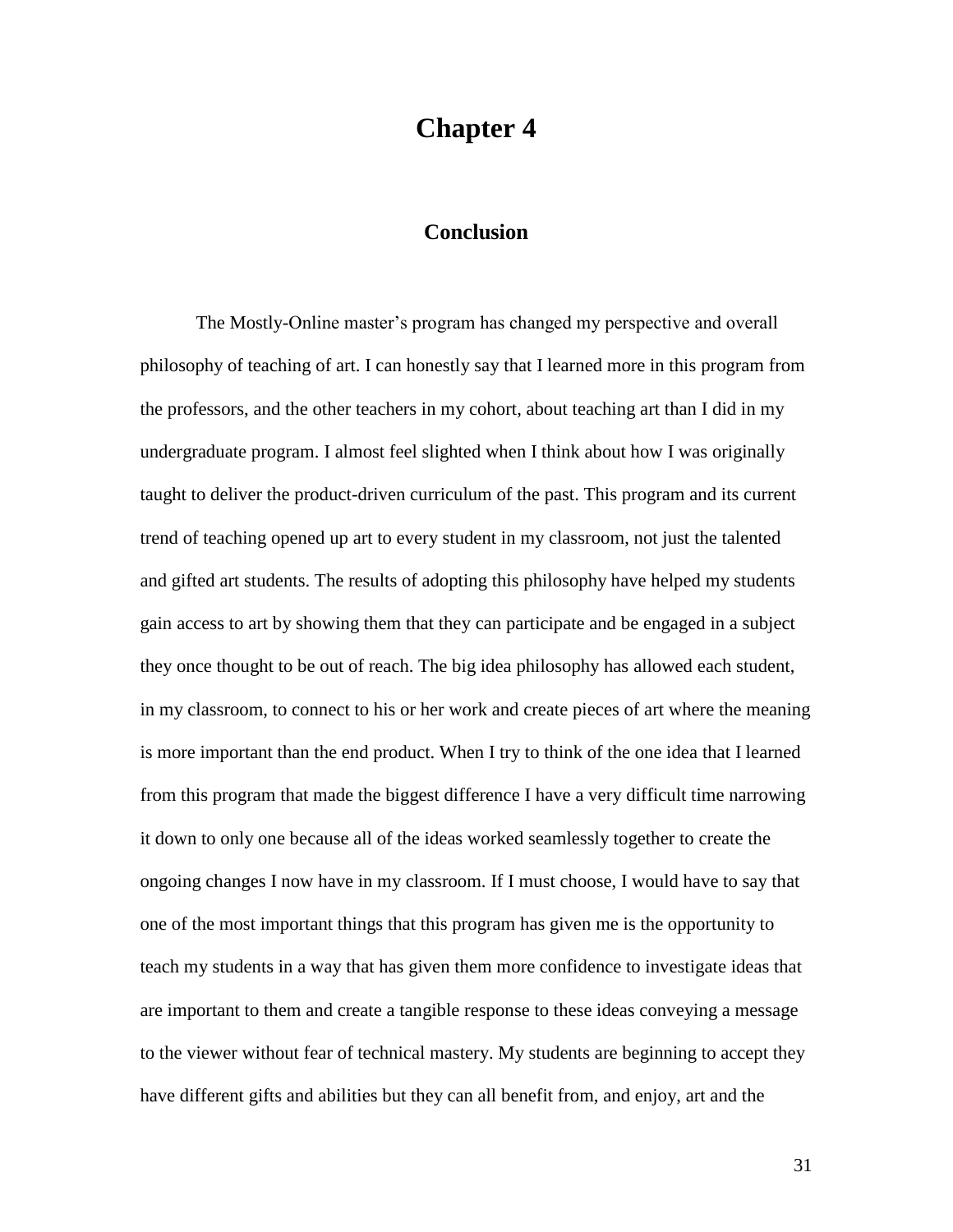# Chapter 4

## Conclusion

The Mostly-Online master's program has changed my perspective and overall philosophy of teaching of art. I can honestly say that I learned more in this program from the professors, and the other teachers in my cohort, about teaching art than I did in my undergraduate program. I almost feel slighted when I think about how I was originally taught to deliver the product-driven curriculum of the past. This program and its current trend of teaching opened up art to every student in my classroom, not just the talented and gifted art students. The results of adopting this philosophy have helped my students gain access to art by showing them that they can participate and be engaged in a subject they once thought to be out of reach. The big idea philosophy has allowed each student, in my classroom, to connect to his or her work and create pieces of art where the meaning is more important than the end product. When I try to think of the one idea that I learned from this program that made the biggest difference I have a very difficult time narrowing it down to only one because all of the ideas worked seamlessly together to create the ongoing changes I now have in my classroom. If I must choose, I would have to say that one of the most important things that this program has given me is the opportunity to teach my students in a way that has given them more confidence to investigate ideas that are important to them and create a tangible response to these ideas conveying a message to the viewer without fear of technical mastery. My students are beginning to accept they have different gifts and abilities but they can all benefit from, and enjoy, art and the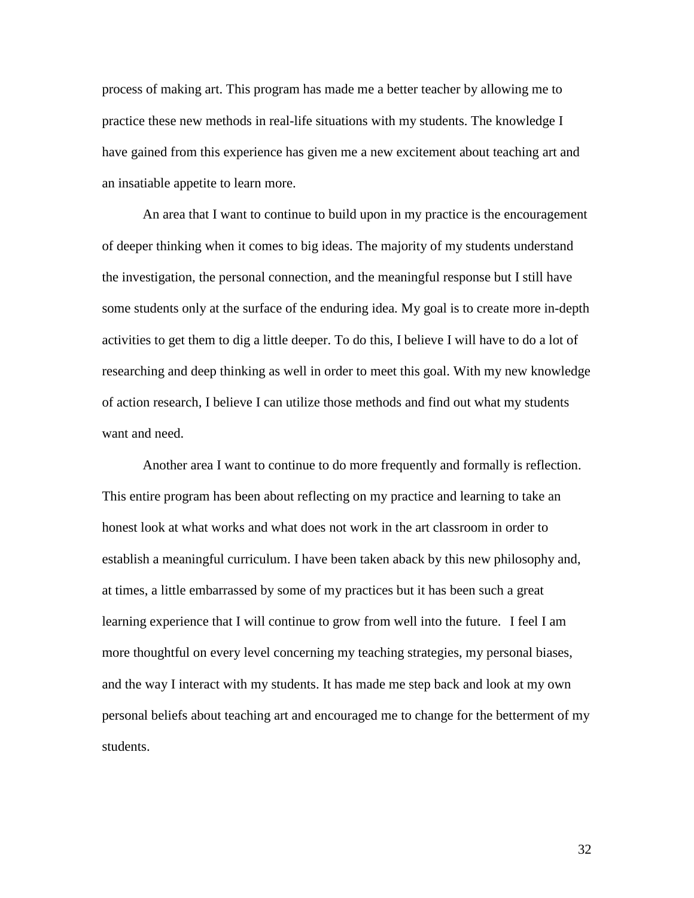process of making art. This program has made me a better teacher by allowing me to practice these new methods in real-life situations with my students. The knowledge I have gained from this experience has given me a new excitement about teaching art and an insatiable appetite to learn more.

An area that I want to continue to build upon in my practice is the encouragement of deeper thinking when it comes to big ideas. The majority of my students understand the investigation, the personal connection, and the meaningful response but I still have some students only at the surface of the enduring idea. My goal is to create more in-depth activities to get them to dig a little deeper. To do this, I believe I will have to do a lot of researching and deep thinking as well in order to meet this goal. With my new knowledge of action research, I believe I can utilize those methods and find out what my students want and need.

Another area I want to continue to do more frequently and formally is reflection. This entire program has been about reflecting on my practice and learning to take an honest look at what works and what does not work in the art classroom in order to establish a meaningful curriculum. I have been taken aback by this new philosophy and, at times, a little embarrassed by some of my practices but it has been such a great learning experience that I will continue to grow from well into the future. I feel I am more thoughtful on every level concerning my teaching strategies, my personal biases, and the way I interact with my students. It has made me step back and look at my own personal beliefs about teaching art and encouraged me to change for the betterment of my students.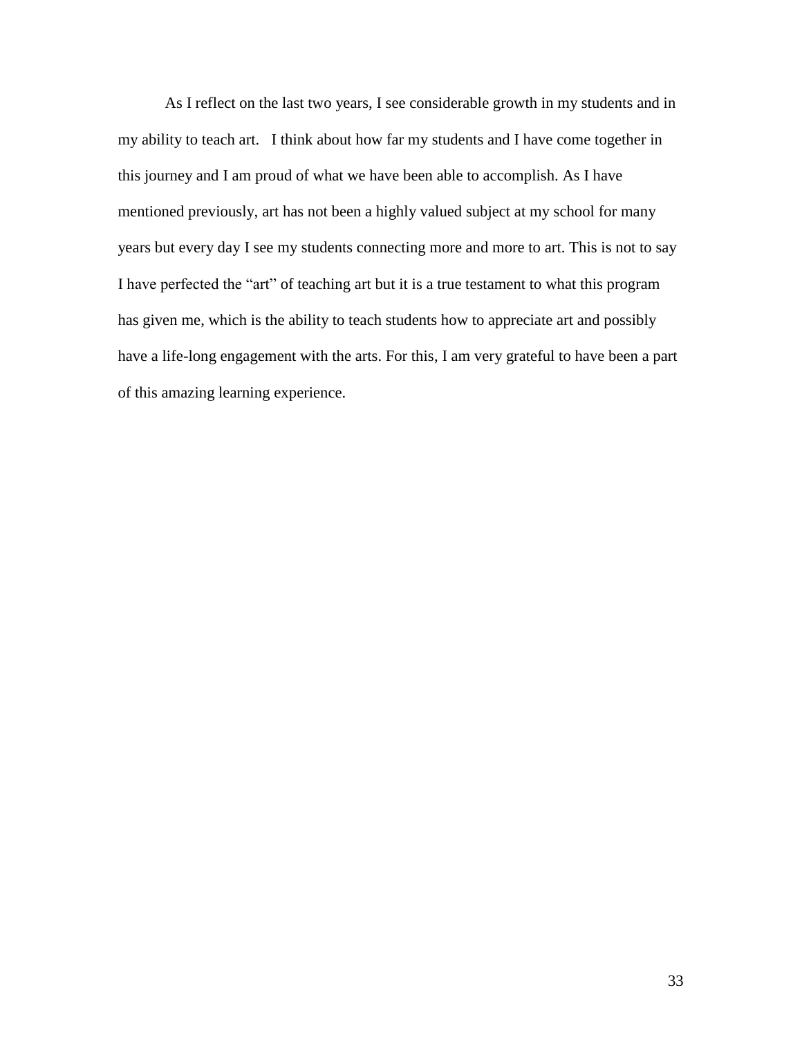As I reflect on the last two years, I see considerable growth in my students and in my ability to teach art. I think about how far my students and I have come together in this journey and I am proud of what we have been able to accomplish. As I have mentioned previously, art has not been a highly valued subject at my school for many years but every day I see my students connecting more and more to art. This is not to say I have perfected the "art" of teaching art but it is a true testament to what this program has given me, which is the ability to teach students how to appreciate art and possibly have a life-long engagement with the arts. For this, I am very grateful to have been a part of this amazing learning experience.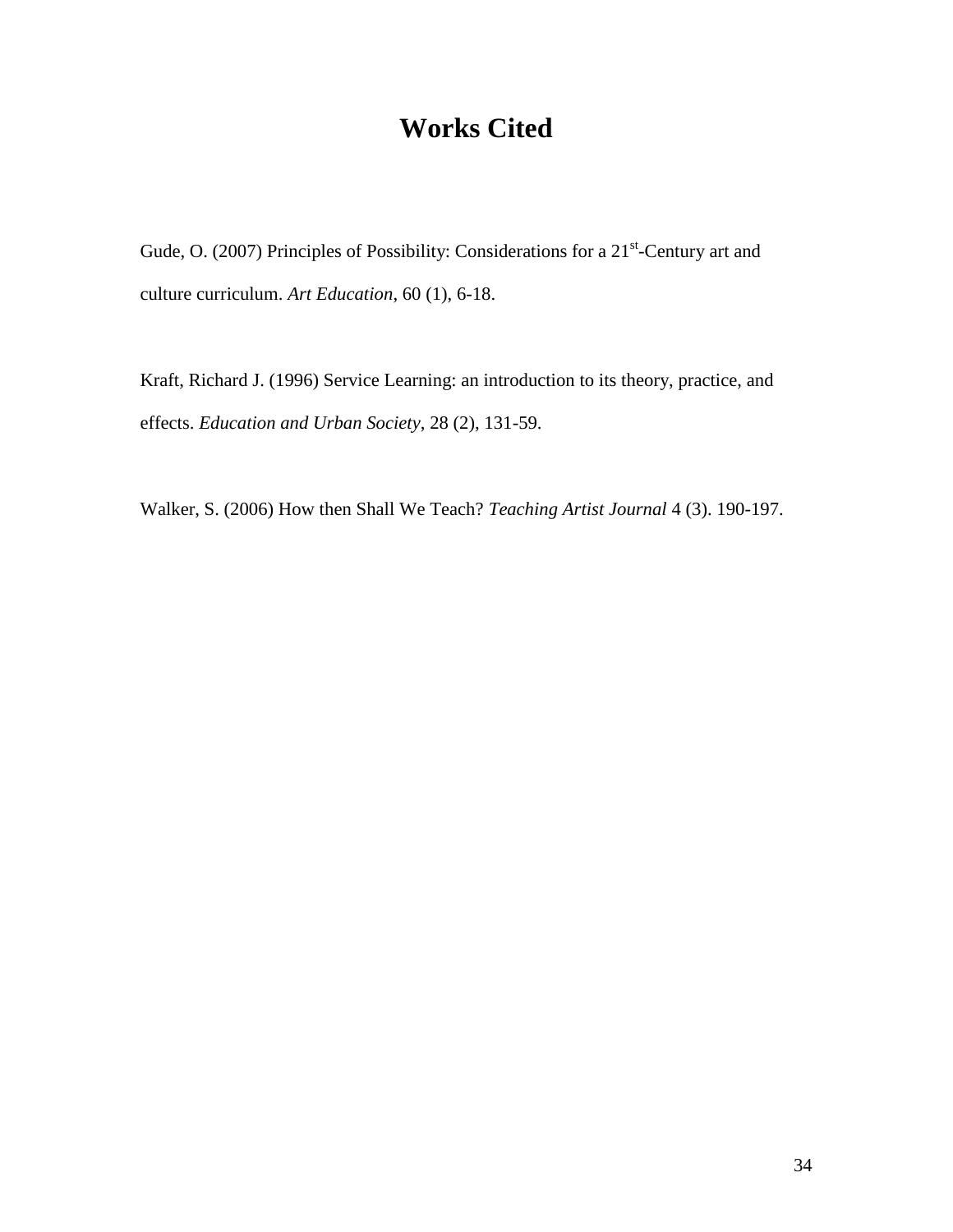# Works Cited

Gude, O. (2007) Principles of Possibility: Considerations for a 21$^{st}$-Century art and culture curriculum. *Art Education*, 60 (1), 6-18.

Kraft, Richard J. (1996) Service Learning: an introduction to its theory, practice, and effects. *Education and Urban Society*, 28 (2), 131-59.

Walker, S. (2006) How then Shall We Teach? *Teaching Artist Journal* 4 (3). 190-197.